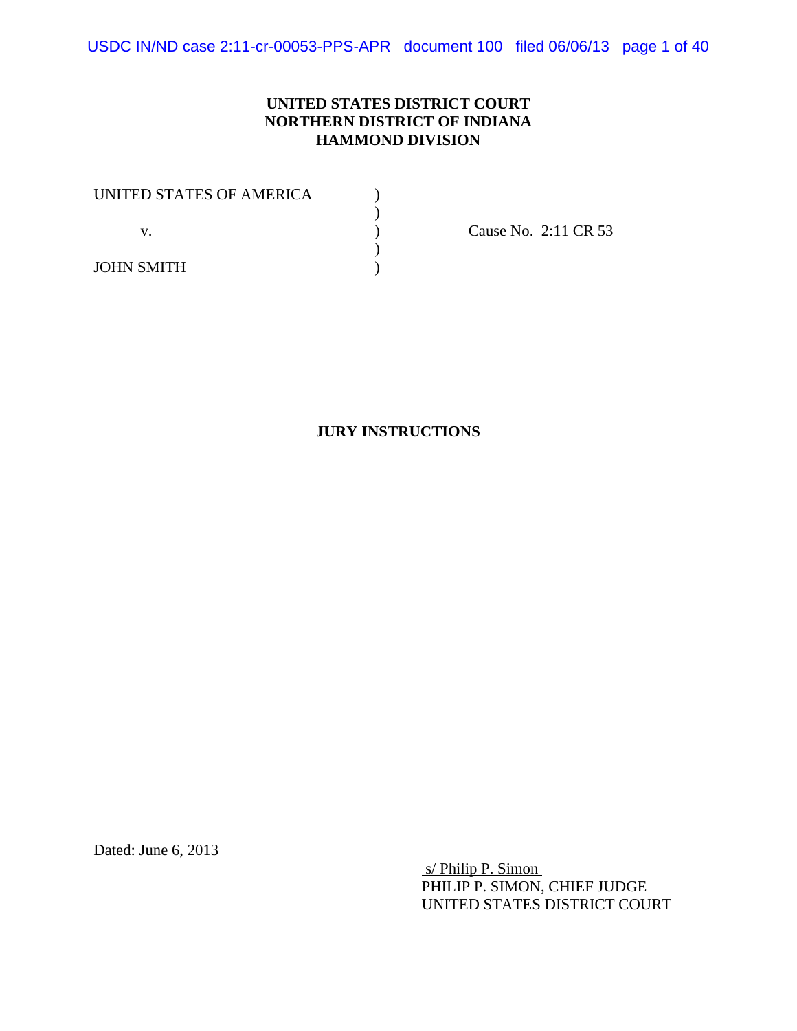**UNITED STATES DISTRICT COURT**
**NORTHERN DISTRICT OF INDIANA**
**HAMMOND DIVISION**

UNITED STATES OF AMERICA )
)
v. ) Cause No. 2:11 CR 53
)
JOHN SMITH )

**JURY INSTRUCTIONS**

Dated: June 6, 2013

s/ Philip P. Simon
PHILIP P. SIMON, CHIEF JUDGE
UNITED STATES DISTRICT COURT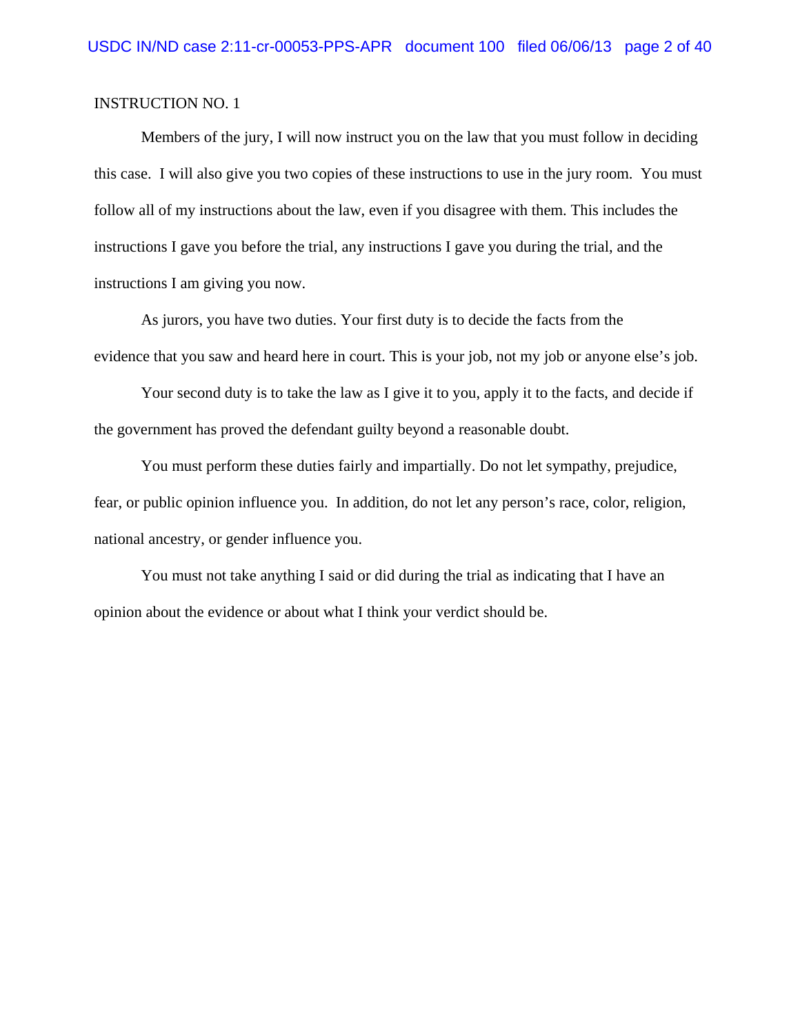INSTRUCTION NO. 1

Members of the jury, I will now instruct you on the law that you must follow in deciding this case. I will also give you two copies of these instructions to use in the jury room. You must follow all of my instructions about the law, even if you disagree with them. This includes the instructions I gave you before the trial, any instructions I gave you during the trial, and the instructions I am giving you now.

As jurors, you have two duties. Your first duty is to decide the facts from the evidence that you saw and heard here in court. This is your job, not my job or anyone else's job.

Your second duty is to take the law as I give it to you, apply it to the facts, and decide if the government has proved the defendant guilty beyond a reasonable doubt.

You must perform these duties fairly and impartially. Do not let sympathy, prejudice, fear, or public opinion influence you. In addition, do not let any person's race, color, religion, national ancestry, or gender influence you.

You must not take anything I said or did during the trial as indicating that I have an opinion about the evidence or about what I think your verdict should be.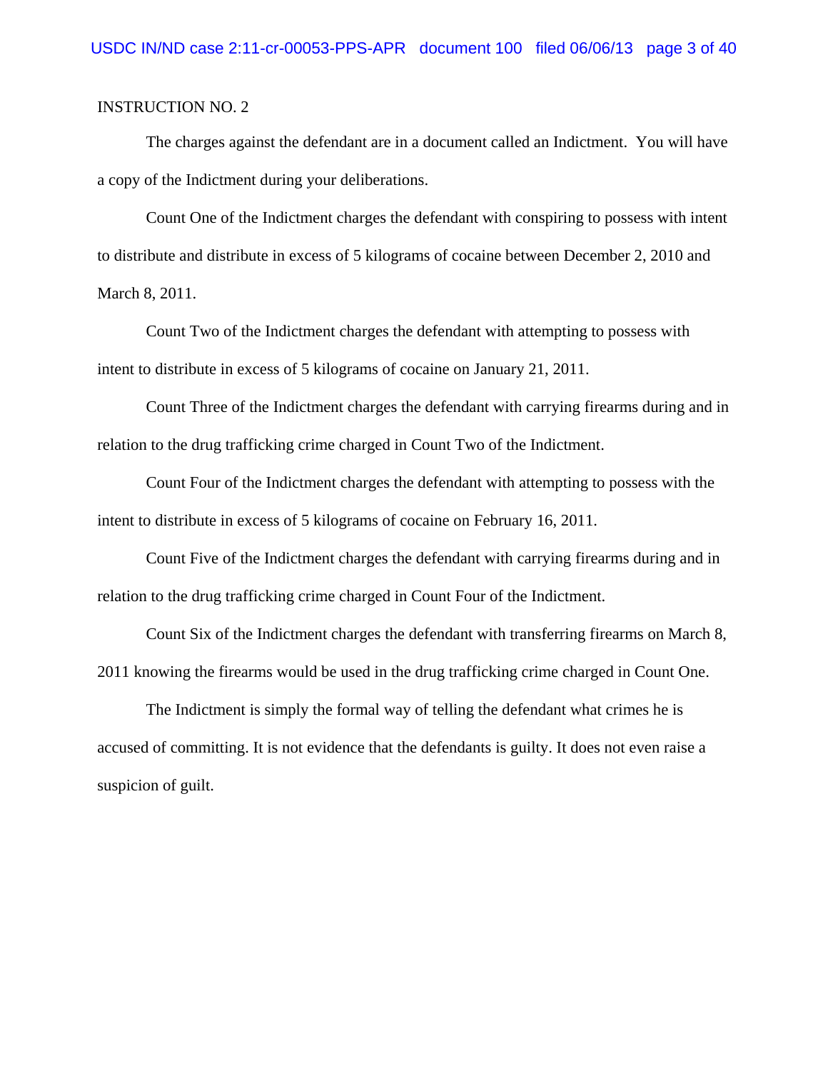INSTRUCTION NO. 2

The charges against the defendant are in a document called an Indictment. You will have a copy of the Indictment during your deliberations.

Count One of the Indictment charges the defendant with conspiring to possess with intent to distribute and distribute in excess of 5 kilograms of cocaine between December 2, 2010 and March 8, 2011.

Count Two of the Indictment charges the defendant with attempting to possess with intent to distribute in excess of 5 kilograms of cocaine on January 21, 2011.

Count Three of the Indictment charges the defendant with carrying firearms during and in relation to the drug trafficking crime charged in Count Two of the Indictment.

Count Four of the Indictment charges the defendant with attempting to possess with the intent to distribute in excess of 5 kilograms of cocaine on February 16, 2011.

Count Five of the Indictment charges the defendant with carrying firearms during and in relation to the drug trafficking crime charged in Count Four of the Indictment.

Count Six of the Indictment charges the defendant with transferring firearms on March 8, 2011 knowing the firearms would be used in the drug trafficking crime charged in Count One.

The Indictment is simply the formal way of telling the defendant what crimes he is accused of committing. It is not evidence that the defendants is guilty. It does not even raise a suspicion of guilt.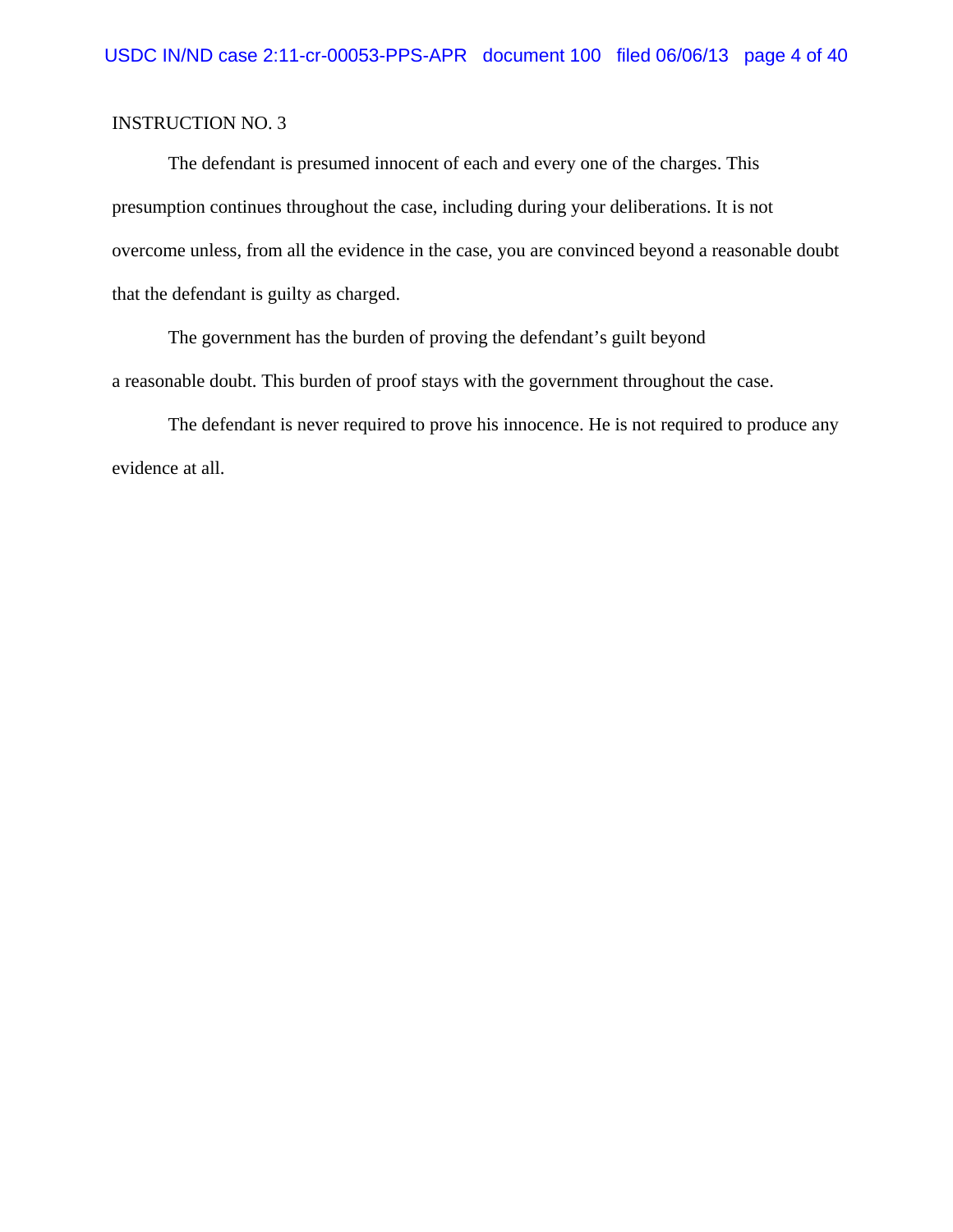INSTRUCTION NO. 3

The defendant is presumed innocent of each and every one of the charges. This presumption continues throughout the case, including during your deliberations. It is not overcome unless, from all the evidence in the case, you are convinced beyond a reasonable doubt that the defendant is guilty as charged.

The government has the burden of proving the defendant's guilt beyond a reasonable doubt. This burden of proof stays with the government throughout the case.

The defendant is never required to prove his innocence. He is not required to produce any evidence at all.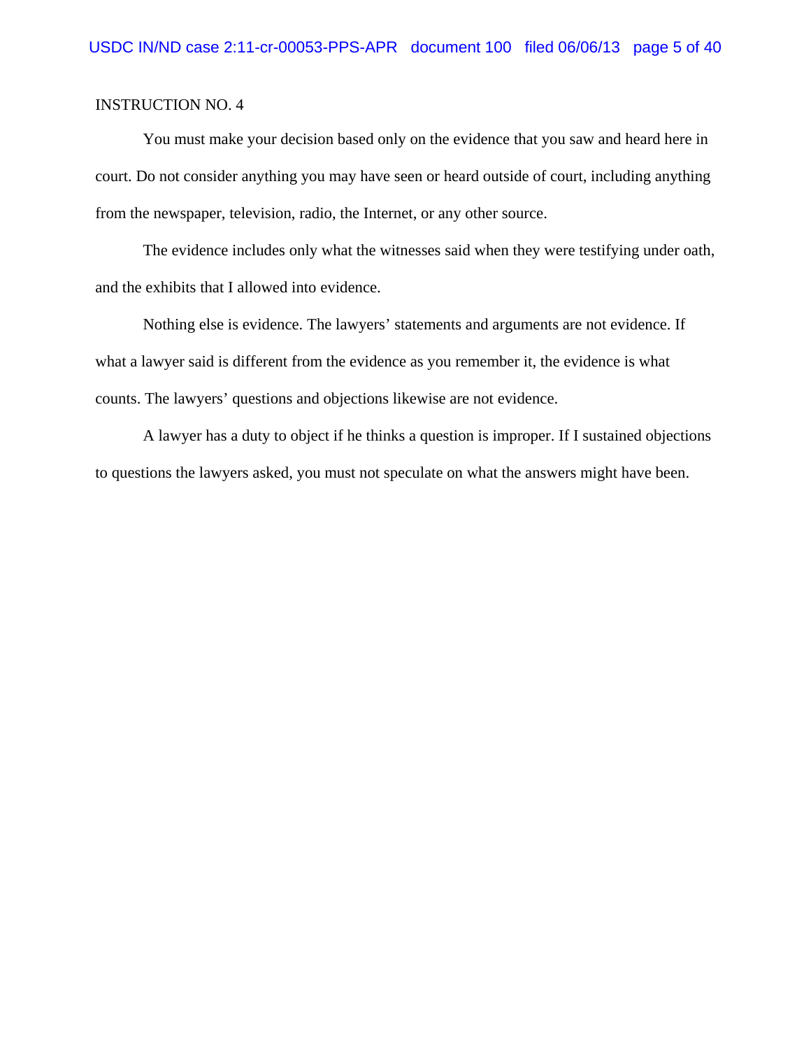INSTRUCTION NO. 4

You must make your decision based only on the evidence that you saw and heard here in court. Do not consider anything you may have seen or heard outside of court, including anything from the newspaper, television, radio, the Internet, or any other source.

The evidence includes only what the witnesses said when they were testifying under oath, and the exhibits that I allowed into evidence.

Nothing else is evidence. The lawyers' statements and arguments are not evidence. If what a lawyer said is different from the evidence as you remember it, the evidence is what counts. The lawyers' questions and objections likewise are not evidence.

A lawyer has a duty to object if he thinks a question is improper. If I sustained objections to questions the lawyers asked, you must not speculate on what the answers might have been.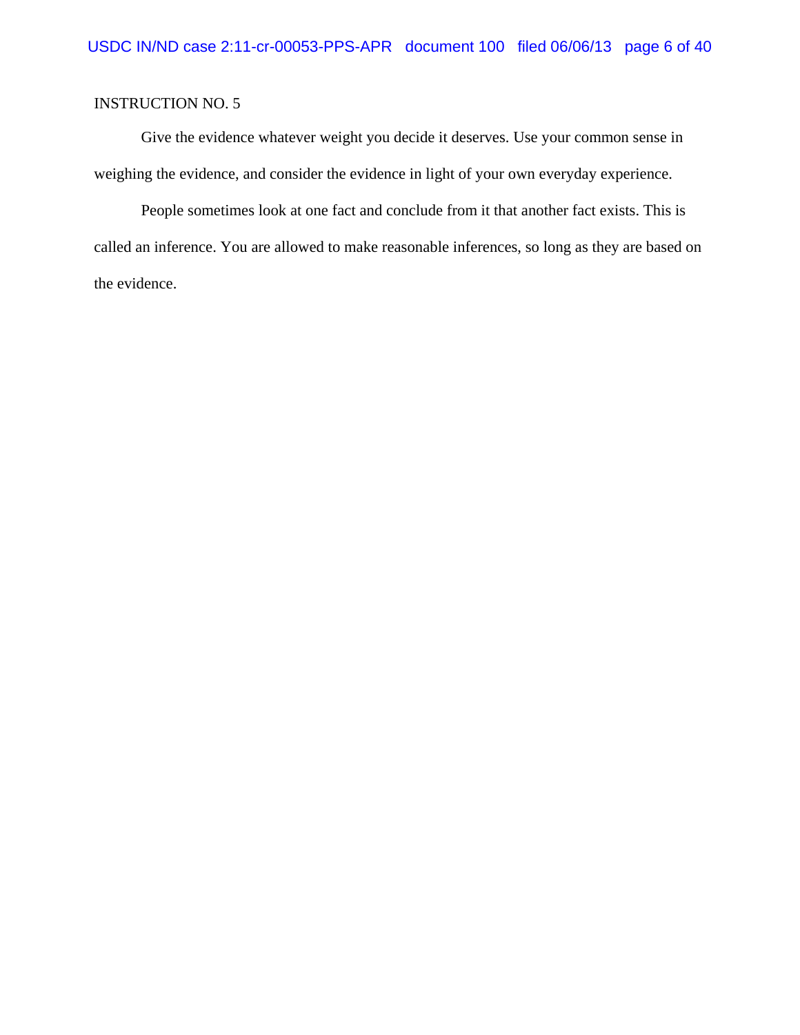INSTRUCTION NO. 5

Give the evidence whatever weight you decide it deserves. Use your common sense in weighing the evidence, and consider the evidence in light of your own everyday experience.

People sometimes look at one fact and conclude from it that another fact exists. This is called an inference. You are allowed to make reasonable inferences, so long as they are based on the evidence.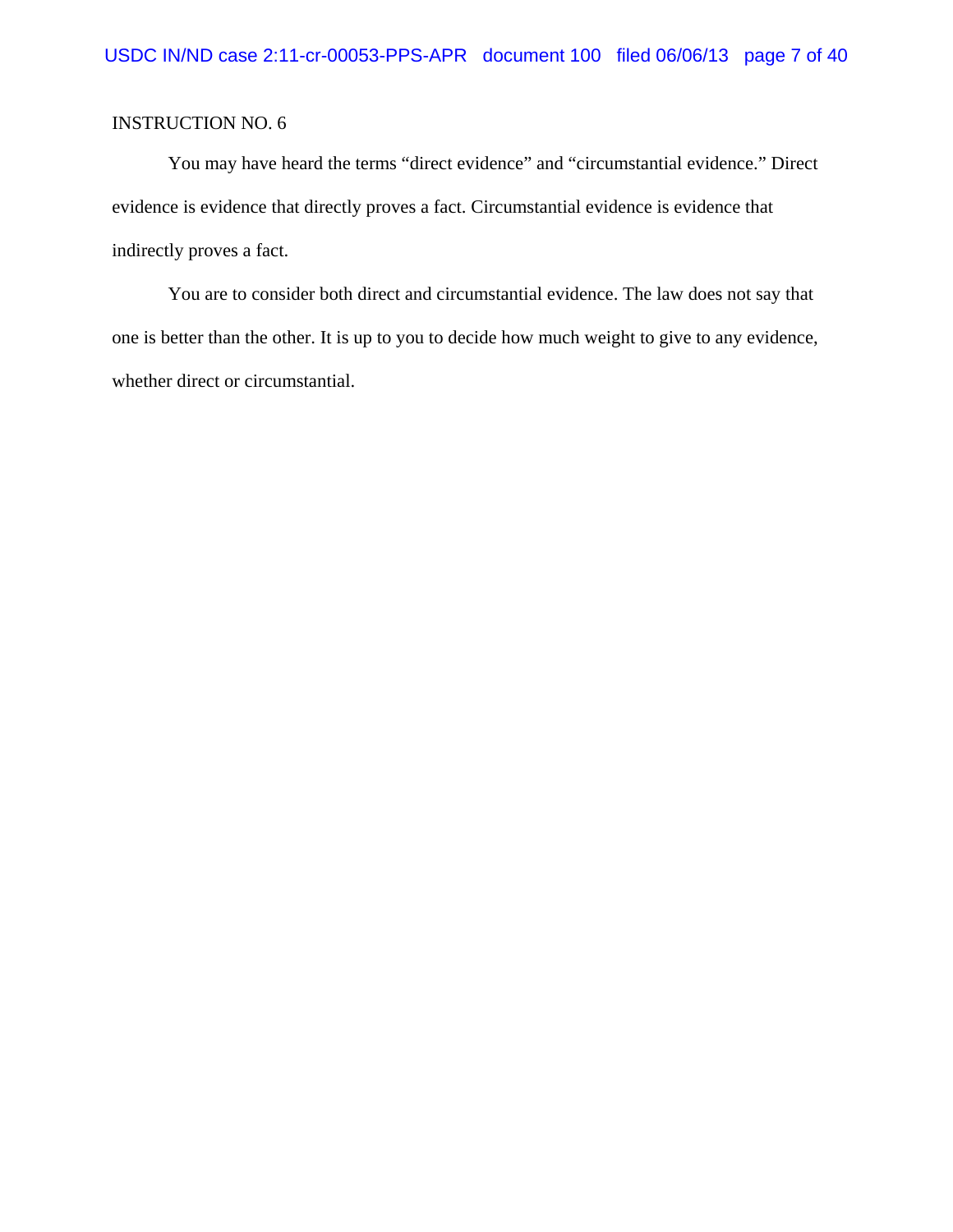INSTRUCTION NO. 6

You may have heard the terms "direct evidence" and "circumstantial evidence." Direct evidence is evidence that directly proves a fact. Circumstantial evidence is evidence that indirectly proves a fact.

You are to consider both direct and circumstantial evidence. The law does not say that one is better than the other. It is up to you to decide how much weight to give to any evidence, whether direct or circumstantial.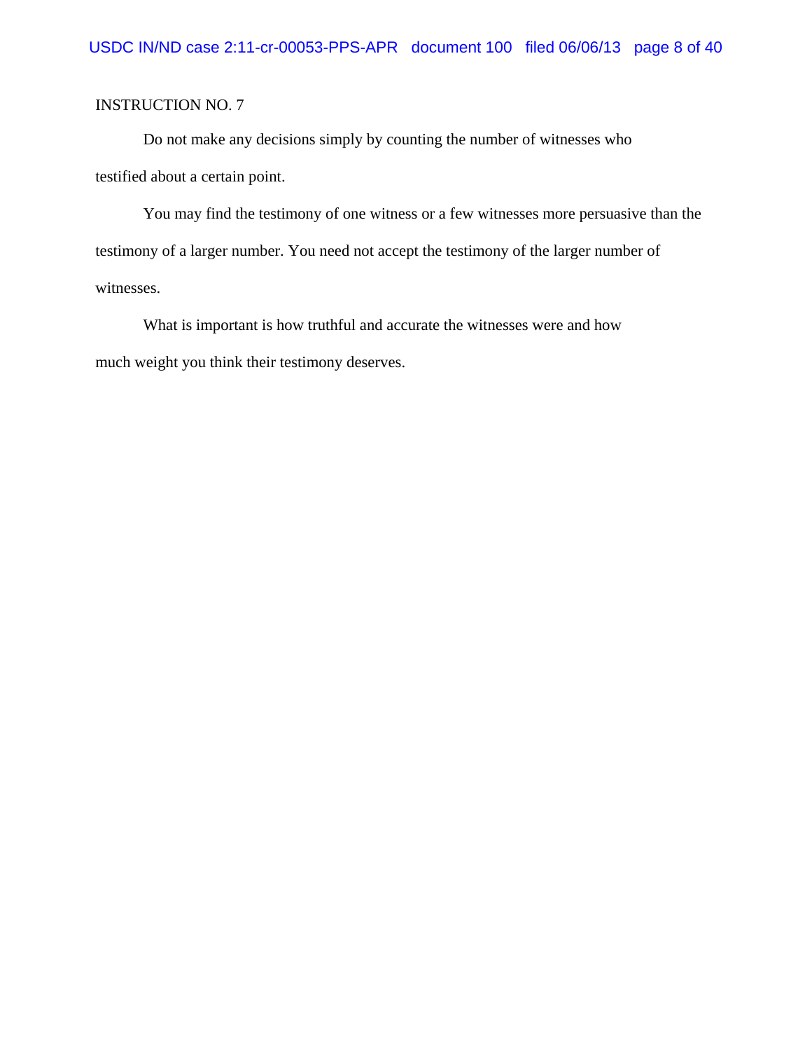INSTRUCTION NO. 7

Do not make any decisions simply by counting the number of witnesses who testified about a certain point.

You may find the testimony of one witness or a few witnesses more persuasive than the testimony of a larger number. You need not accept the testimony of the larger number of witnesses.

What is important is how truthful and accurate the witnesses were and how much weight you think their testimony deserves.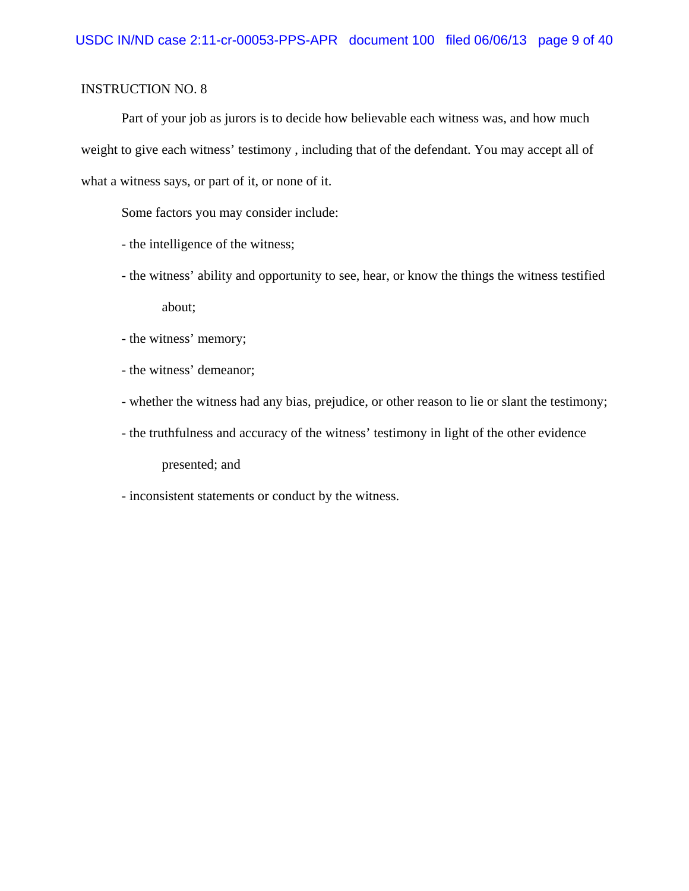INSTRUCTION NO. 8

Part of your job as jurors is to decide how believable each witness was, and how much weight to give each witness' testimony , including that of the defendant. You may accept all of what a witness says, or part of it, or none of it.

Some factors you may consider include:

- the intelligence of the witness;
- the witness' ability and opportunity to see, hear, or know the things the witness testified about;
- the witness' memory;
- the witness' demeanor;
- whether the witness had any bias, prejudice, or other reason to lie or slant the testimony;
- the truthfulness and accuracy of the witness' testimony in light of the other evidence presented; and
- inconsistent statements or conduct by the witness.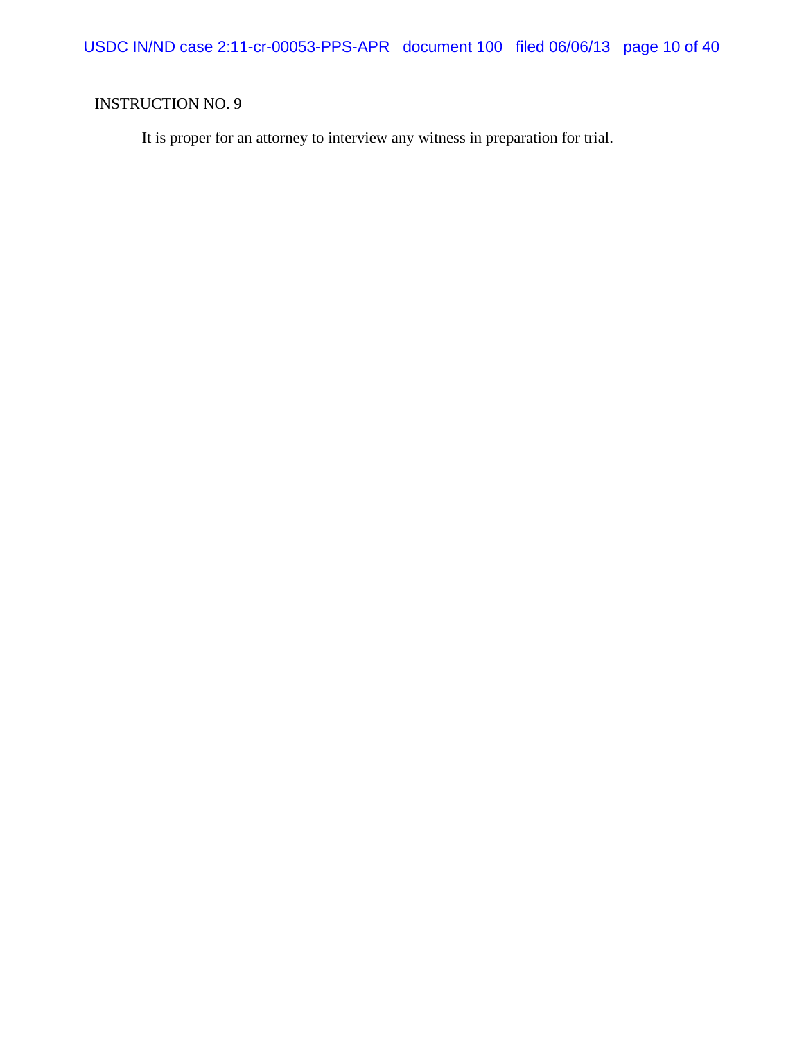INSTRUCTION NO. 9

It is proper for an attorney to interview any witness in preparation for trial.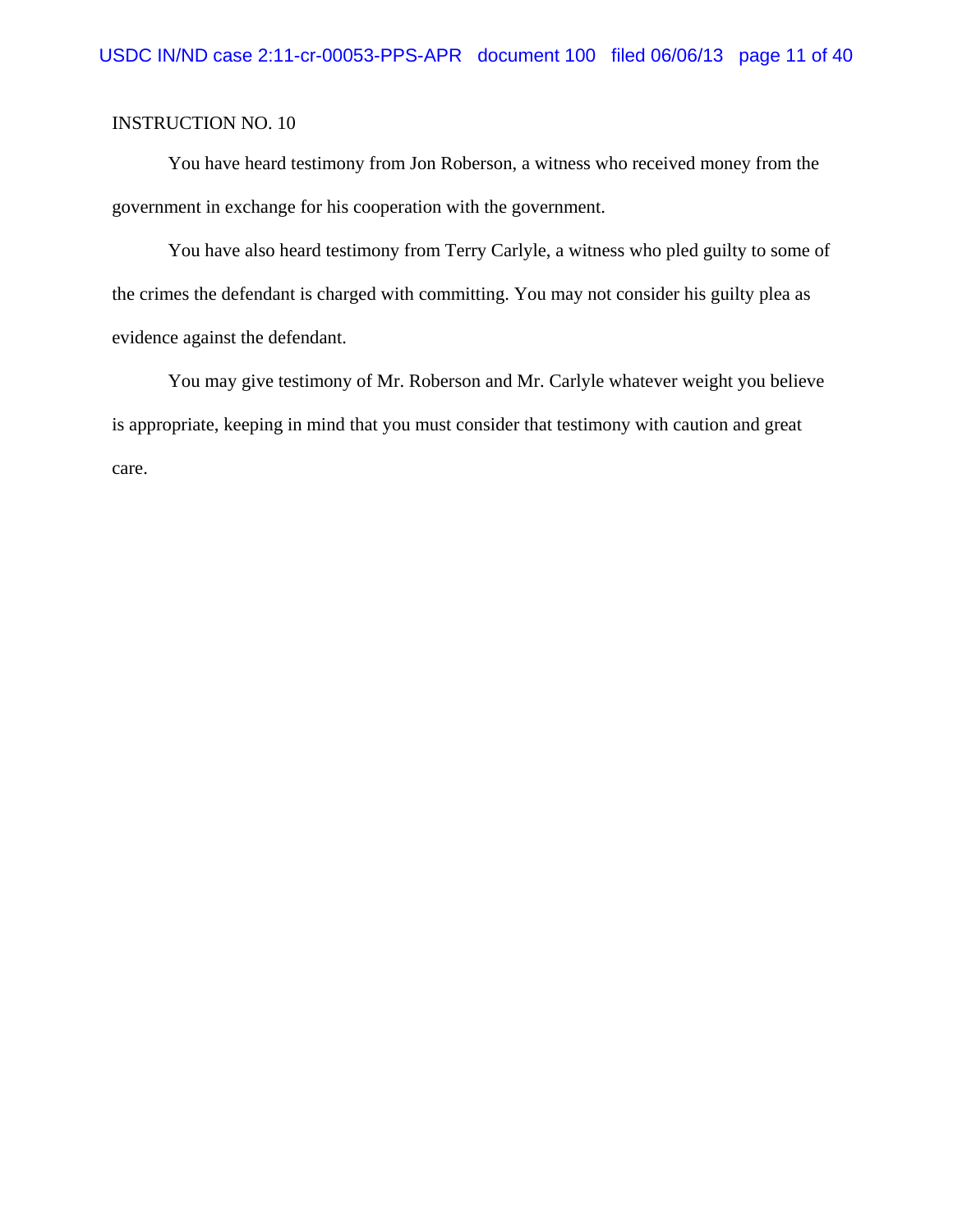INSTRUCTION NO. 10

You have heard testimony from Jon Roberson, a witness who received money from the government in exchange for his cooperation with the government.

You have also heard testimony from Terry Carlyle, a witness who pled guilty to some of the crimes the defendant is charged with committing. You may not consider his guilty plea as evidence against the defendant.

You may give testimony of Mr. Roberson and Mr. Carlyle whatever weight you believe is appropriate, keeping in mind that you must consider that testimony with caution and great care.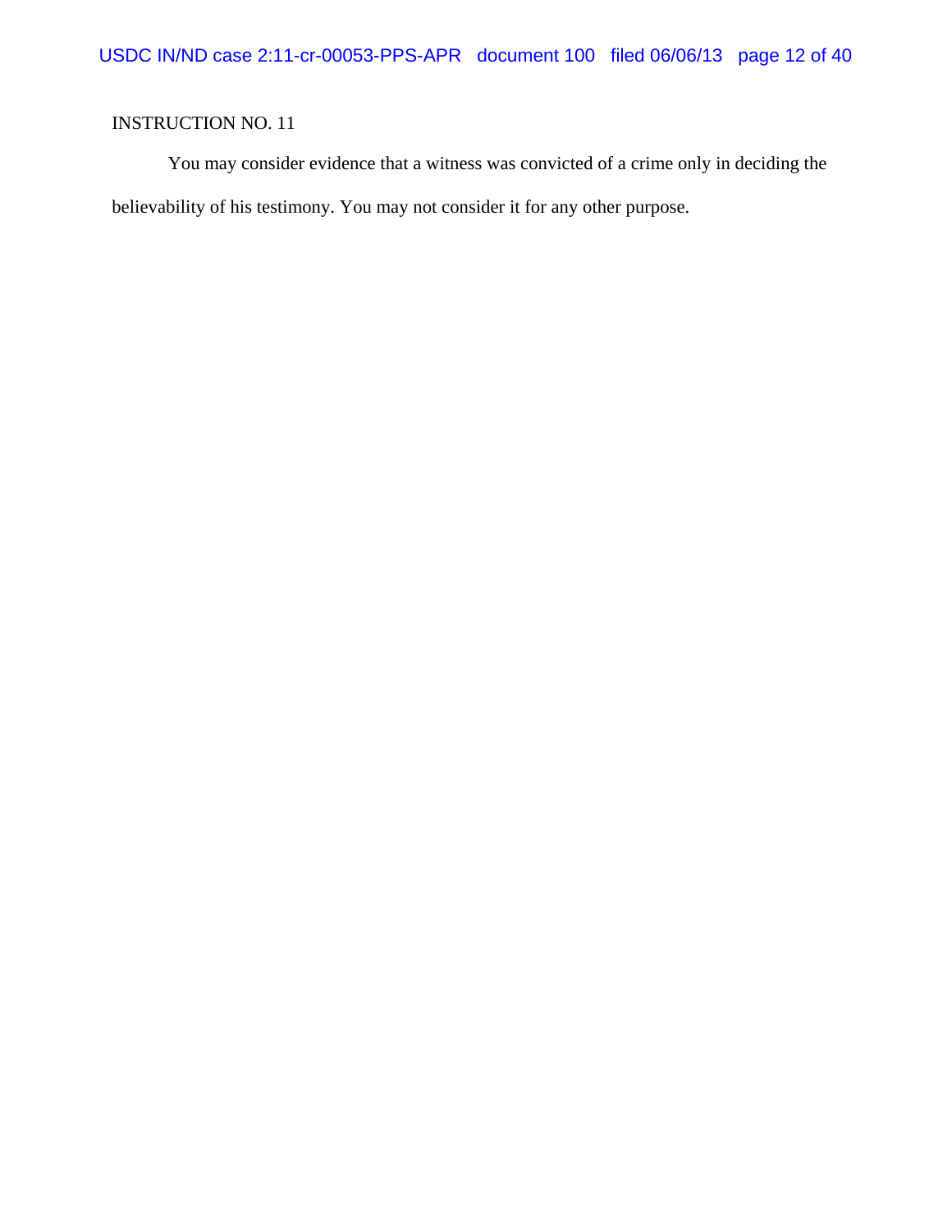INSTRUCTION NO. 11

You may consider evidence that a witness was convicted of a crime only in deciding the believability of his testimony. You may not consider it for any other purpose.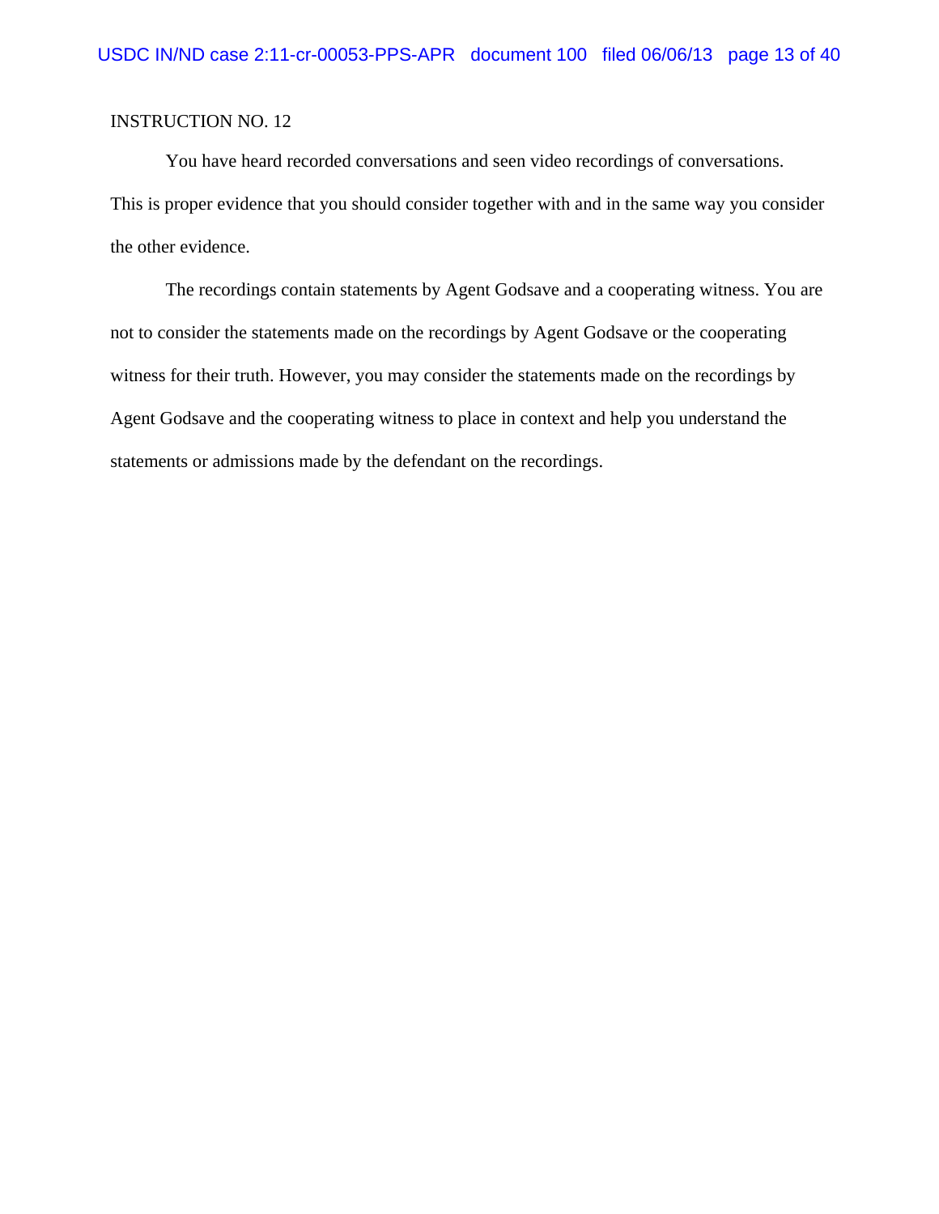INSTRUCTION NO. 12

You have heard recorded conversations and seen video recordings of conversations. This is proper evidence that you should consider together with and in the same way you consider the other evidence.

The recordings contain statements by Agent Godsave and a cooperating witness. You are not to consider the statements made on the recordings by Agent Godsave or the cooperating witness for their truth. However, you may consider the statements made on the recordings by Agent Godsave and the cooperating witness to place in context and help you understand the statements or admissions made by the defendant on the recordings.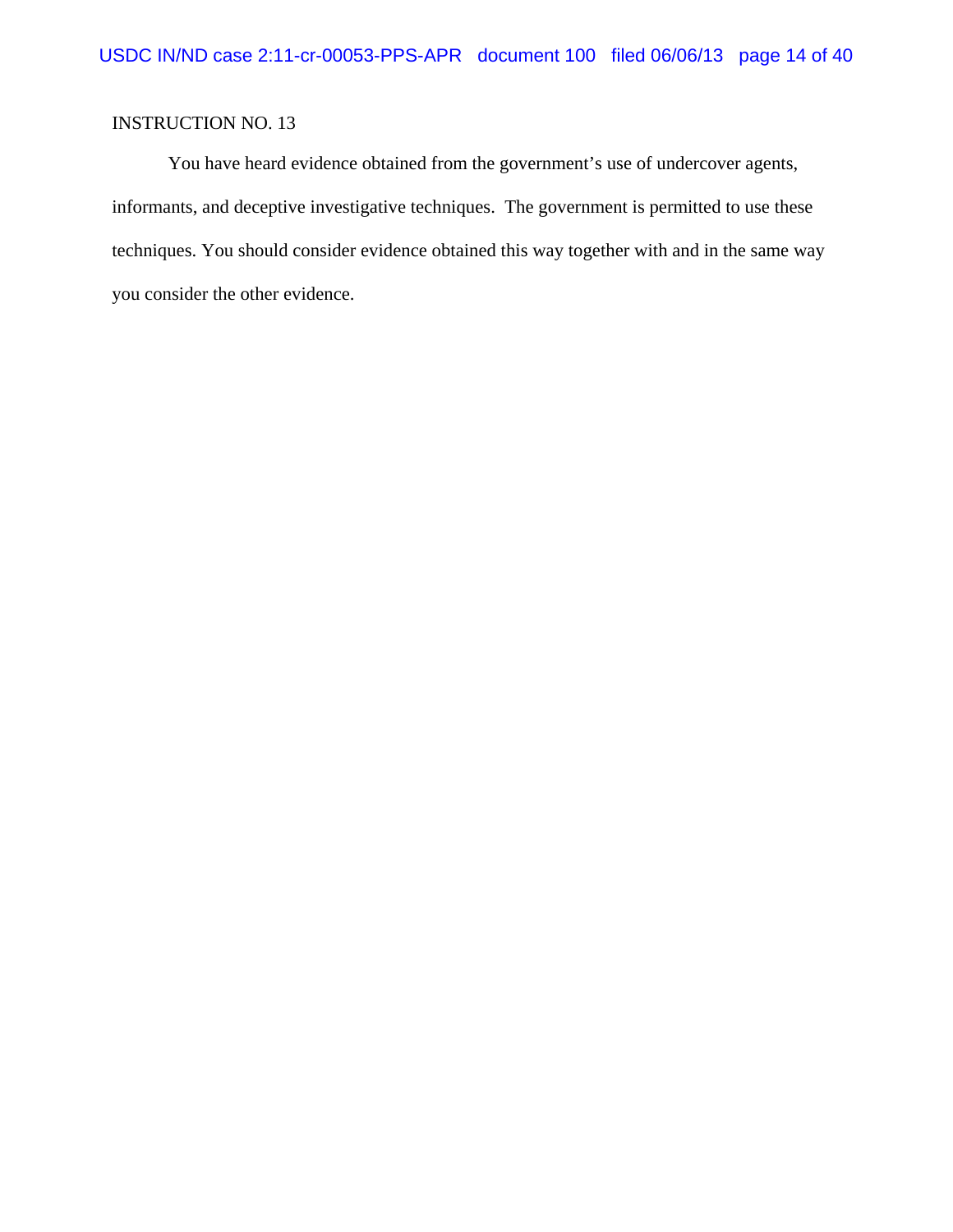INSTRUCTION NO. 13

You have heard evidence obtained from the government's use of undercover agents, informants, and deceptive investigative techniques. The government is permitted to use these techniques. You should consider evidence obtained this way together with and in the same way you consider the other evidence.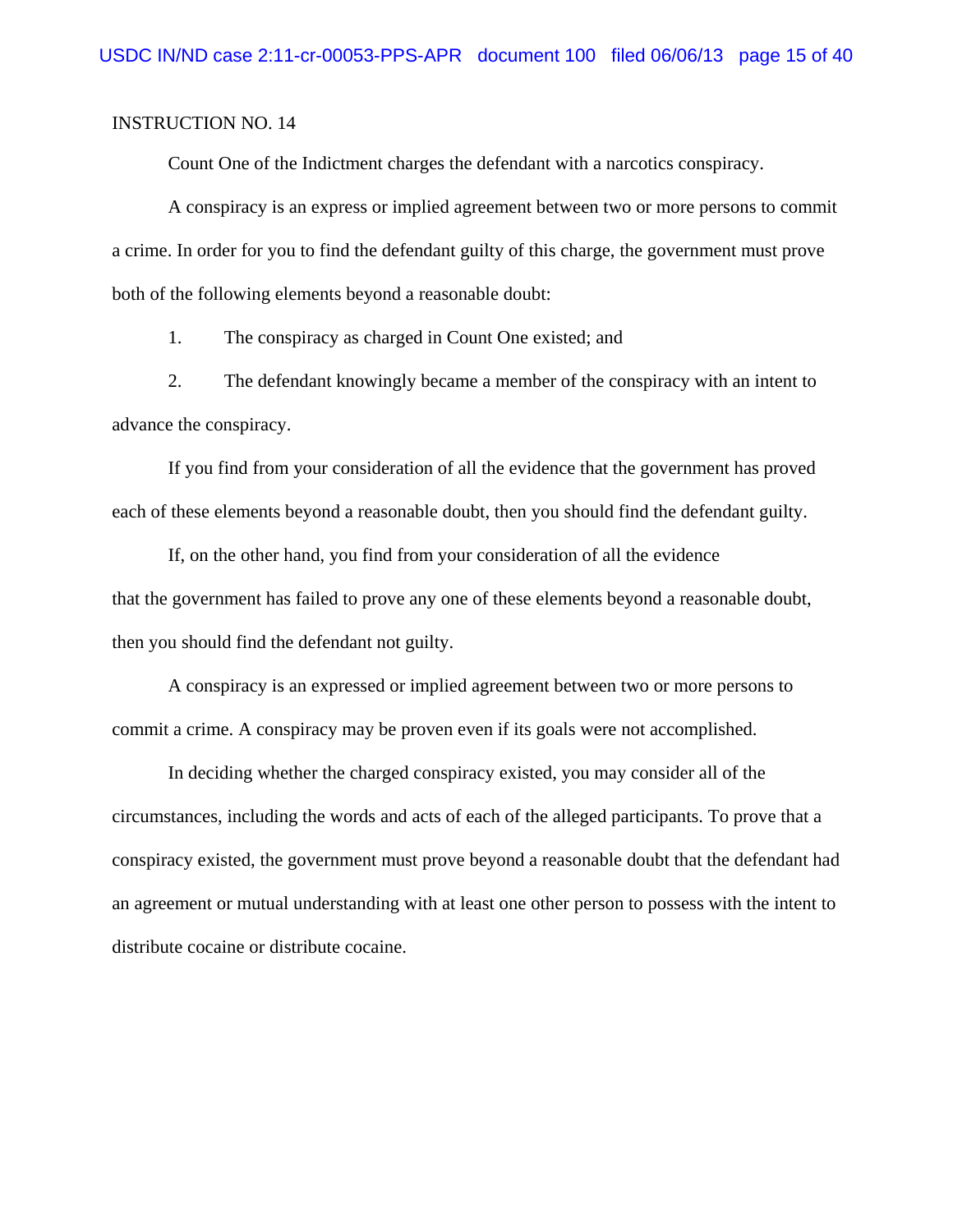INSTRUCTION NO. 14

Count One of the Indictment charges the defendant with a narcotics conspiracy.

A conspiracy is an express or implied agreement between two or more persons to commit a crime. In order for you to find the defendant guilty of this charge, the government must prove both of the following elements beyond a reasonable doubt:

1. The conspiracy as charged in Count One existed; and

2. The defendant knowingly became a member of the conspiracy with an intent to advance the conspiracy.

If you find from your consideration of all the evidence that the government has proved each of these elements beyond a reasonable doubt, then you should find the defendant guilty.

If, on the other hand, you find from your consideration of all the evidence that the government has failed to prove any one of these elements beyond a reasonable doubt, then you should find the defendant not guilty.

A conspiracy is an expressed or implied agreement between two or more persons to commit a crime. A conspiracy may be proven even if its goals were not accomplished.

In deciding whether the charged conspiracy existed, you may consider all of the circumstances, including the words and acts of each of the alleged participants. To prove that a conspiracy existed, the government must prove beyond a reasonable doubt that the defendant had an agreement or mutual understanding with at least one other person to possess with the intent to distribute cocaine or distribute cocaine.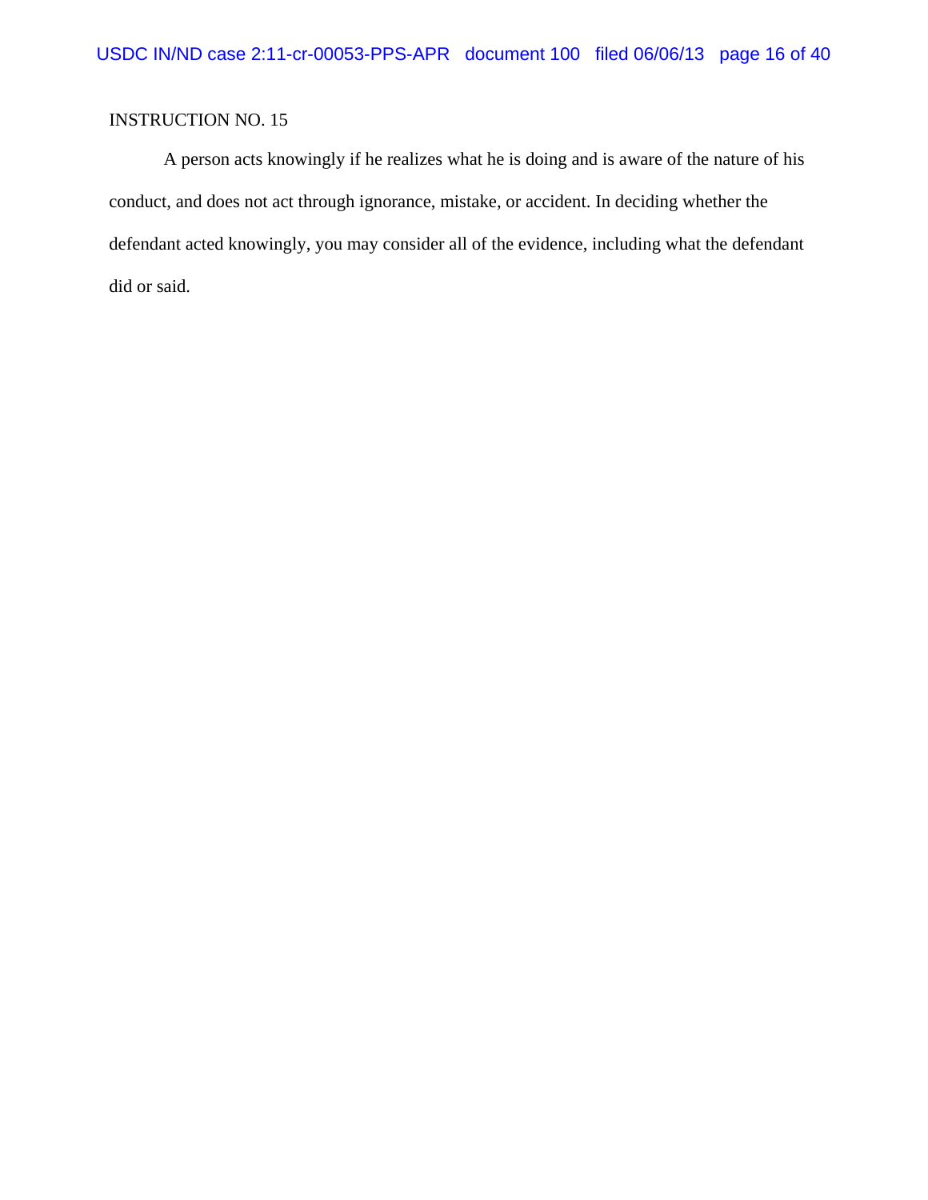INSTRUCTION NO. 15

A person acts knowingly if he realizes what he is doing and is aware of the nature of his conduct, and does not act through ignorance, mistake, or accident. In deciding whether the defendant acted knowingly, you may consider all of the evidence, including what the defendant did or said.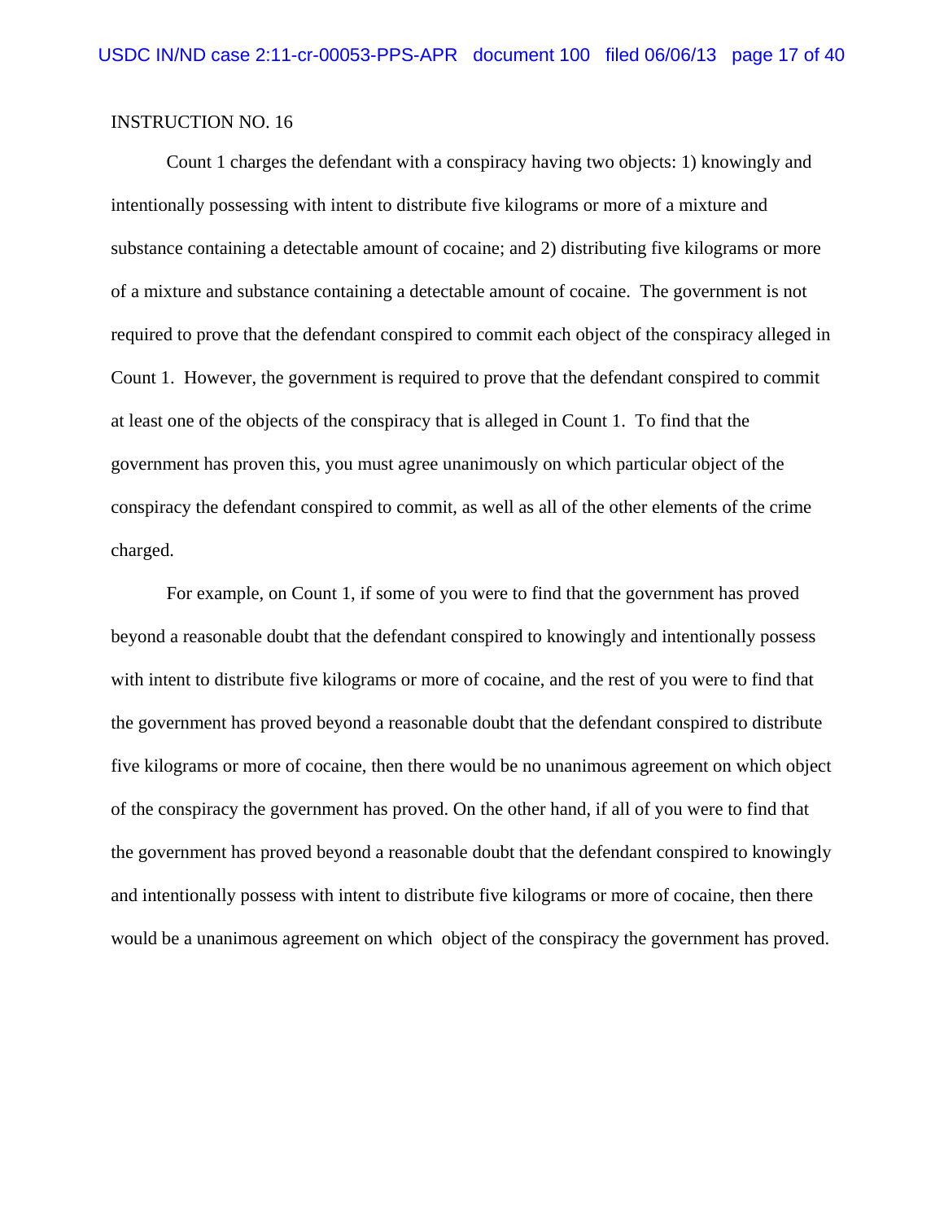INSTRUCTION NO. 16

Count 1 charges the defendant with a conspiracy having two objects: 1) knowingly and intentionally possessing with intent to distribute five kilograms or more of a mixture and substance containing a detectable amount of cocaine; and 2) distributing five kilograms or more of a mixture and substance containing a detectable amount of cocaine. The government is not required to prove that the defendant conspired to commit each object of the conspiracy alleged in Count 1. However, the government is required to prove that the defendant conspired to commit at least one of the objects of the conspiracy that is alleged in Count 1. To find that the government has proven this, you must agree unanimously on which particular object of the conspiracy the defendant conspired to commit, as well as all of the other elements of the crime charged.

For example, on Count 1, if some of you were to find that the government has proved beyond a reasonable doubt that the defendant conspired to knowingly and intentionally possess with intent to distribute five kilograms or more of cocaine, and the rest of you were to find that the government has proved beyond a reasonable doubt that the defendant conspired to distribute five kilograms or more of cocaine, then there would be no unanimous agreement on which object of the conspiracy the government has proved. On the other hand, if all of you were to find that the government has proved beyond a reasonable doubt that the defendant conspired to knowingly and intentionally possess with intent to distribute five kilograms or more of cocaine, then there would be a unanimous agreement on which object of the conspiracy the government has proved.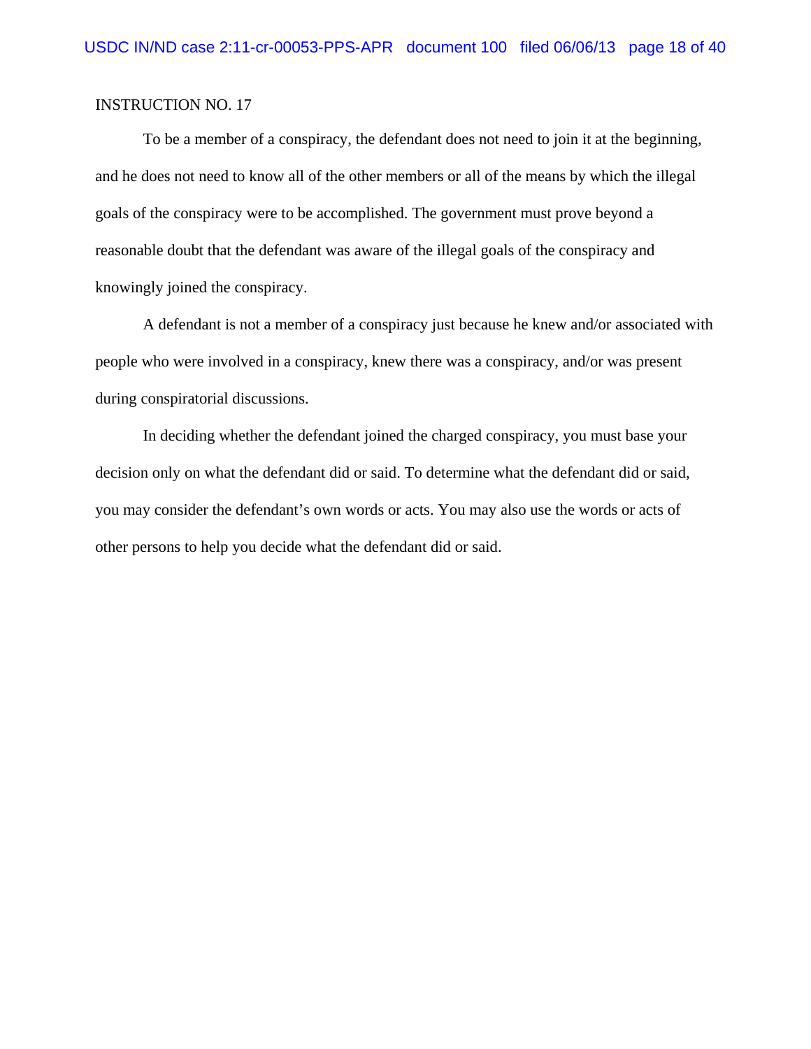INSTRUCTION NO. 17

To be a member of a conspiracy, the defendant does not need to join it at the beginning, and he does not need to know all of the other members or all of the means by which the illegal goals of the conspiracy were to be accomplished. The government must prove beyond a reasonable doubt that the defendant was aware of the illegal goals of the conspiracy and knowingly joined the conspiracy.

A defendant is not a member of a conspiracy just because he knew and/or associated with people who were involved in a conspiracy, knew there was a conspiracy, and/or was present during conspiratorial discussions.

In deciding whether the defendant joined the charged conspiracy, you must base your decision only on what the defendant did or said. To determine what the defendant did or said, you may consider the defendant's own words or acts. You may also use the words or acts of other persons to help you decide what the defendant did or said.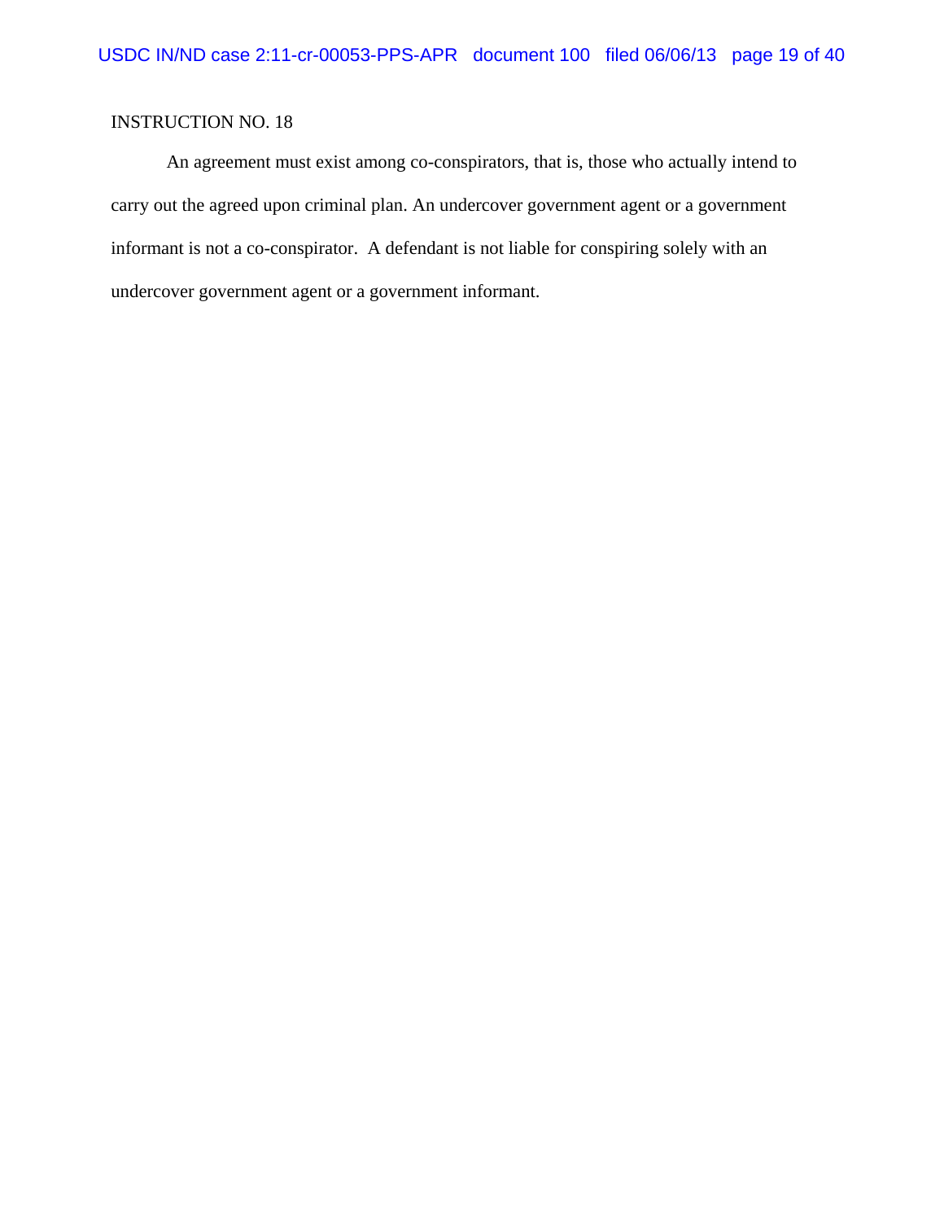INSTRUCTION NO. 18

An agreement must exist among co-conspirators, that is, those who actually intend to carry out the agreed upon criminal plan. An undercover government agent or a government informant is not a co-conspirator. A defendant is not liable for conspiring solely with an undercover government agent or a government informant.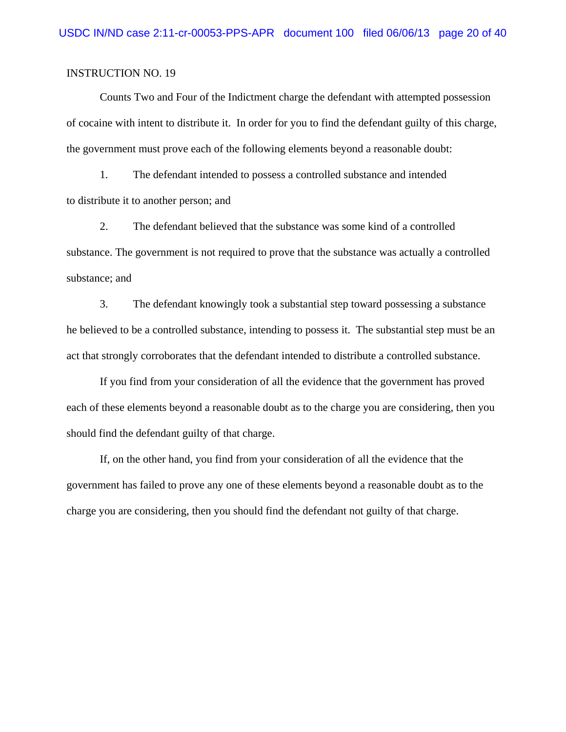INSTRUCTION NO. 19

Counts Two and Four of the Indictment charge the defendant with attempted possession of cocaine with intent to distribute it. In order for you to find the defendant guilty of this charge, the government must prove each of the following elements beyond a reasonable doubt:

1. The defendant intended to possess a controlled substance and intended to distribute it to another person; and

2. The defendant believed that the substance was some kind of a controlled substance. The government is not required to prove that the substance was actually a controlled substance; and

3. The defendant knowingly took a substantial step toward possessing a substance he believed to be a controlled substance, intending to possess it. The substantial step must be an act that strongly corroborates that the defendant intended to distribute a controlled substance.

If you find from your consideration of all the evidence that the government has proved each of these elements beyond a reasonable doubt as to the charge you are considering, then you should find the defendant guilty of that charge.

If, on the other hand, you find from your consideration of all the evidence that the government has failed to prove any one of these elements beyond a reasonable doubt as to the charge you are considering, then you should find the defendant not guilty of that charge.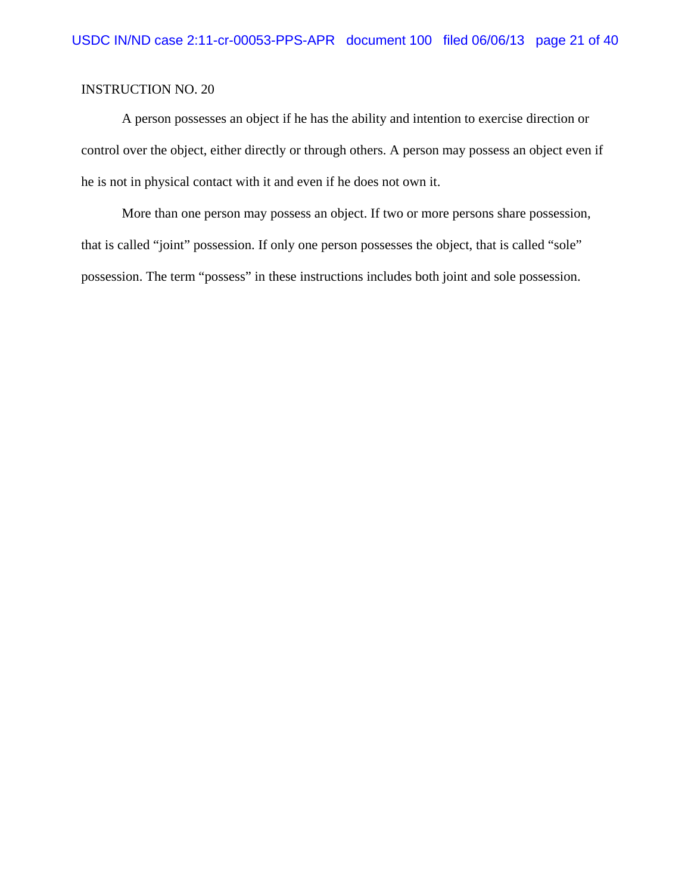INSTRUCTION NO. 20

A person possesses an object if he has the ability and intention to exercise direction or control over the object, either directly or through others. A person may possess an object even if he is not in physical contact with it and even if he does not own it.

More than one person may possess an object. If two or more persons share possession, that is called "joint" possession. If only one person possesses the object, that is called "sole" possession. The term "possess" in these instructions includes both joint and sole possession.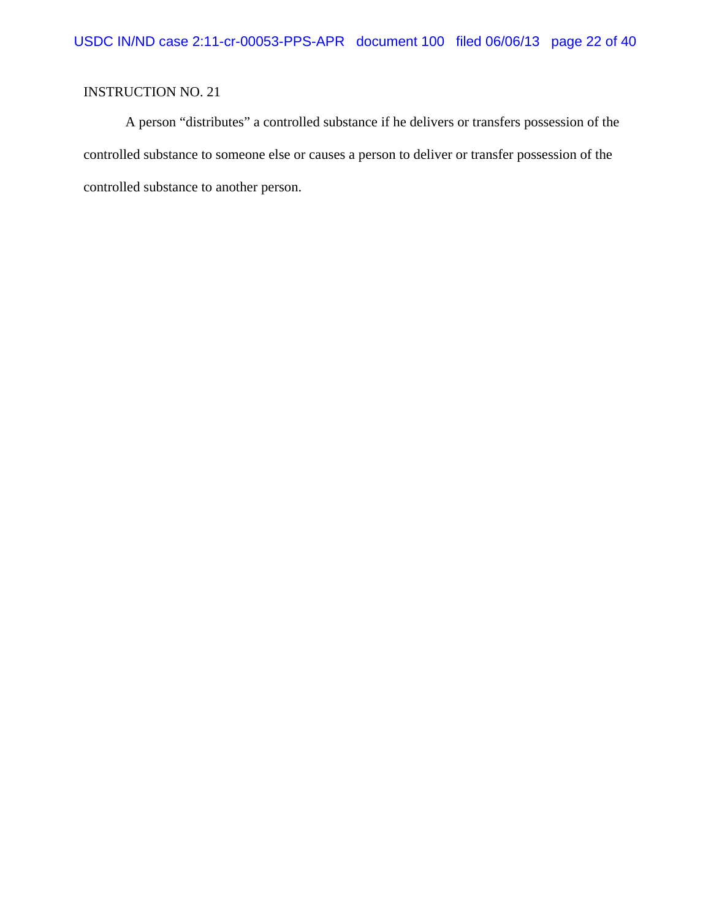INSTRUCTION NO. 21

A person "distributes" a controlled substance if he delivers or transfers possession of the controlled substance to someone else or causes a person to deliver or transfer possession of the controlled substance to another person.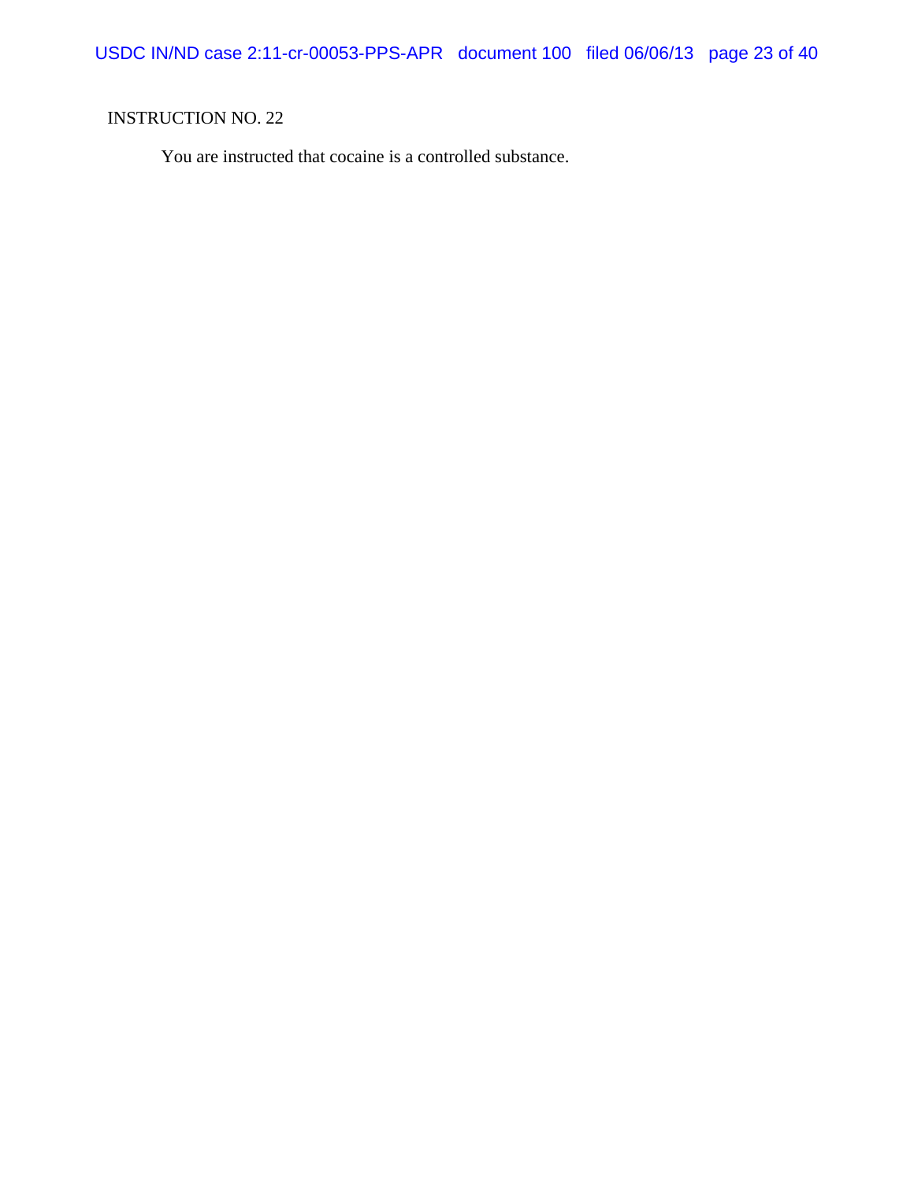INSTRUCTION NO. 22

You are instructed that cocaine is a controlled substance.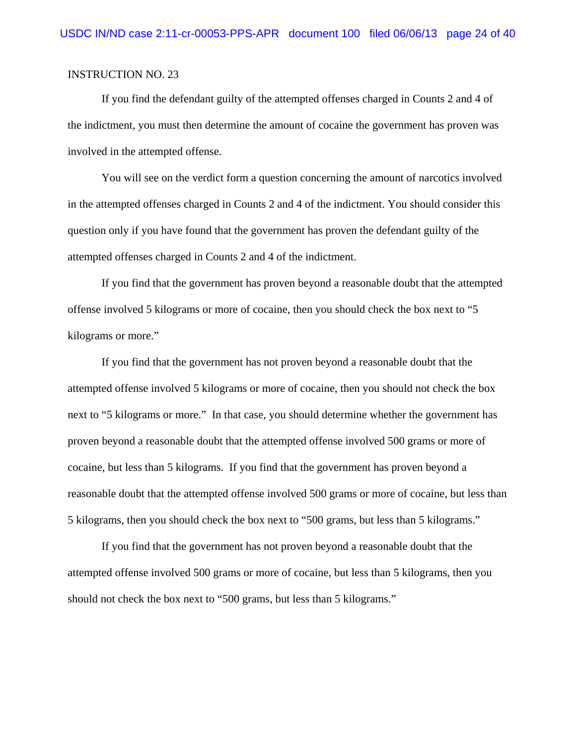INSTRUCTION NO. 23

If you find the defendant guilty of the attempted offenses charged in Counts 2 and 4 of the indictment, you must then determine the amount of cocaine the government has proven was involved in the attempted offense.

You will see on the verdict form a question concerning the amount of narcotics involved in the attempted offenses charged in Counts 2 and 4 of the indictment. You should consider this question only if you have found that the government has proven the defendant guilty of the attempted offenses charged in Counts 2 and 4 of the indictment.

If you find that the government has proven beyond a reasonable doubt that the attempted offense involved 5 kilograms or more of cocaine, then you should check the box next to "5 kilograms or more."

If you find that the government has not proven beyond a reasonable doubt that the attempted offense involved 5 kilograms or more of cocaine, then you should not check the box next to "5 kilograms or more." In that case, you should determine whether the government has proven beyond a reasonable doubt that the attempted offense involved 500 grams or more of cocaine, but less than 5 kilograms. If you find that the government has proven beyond a reasonable doubt that the attempted offense involved 500 grams or more of cocaine, but less than 5 kilograms, then you should check the box next to "500 grams, but less than 5 kilograms."

If you find that the government has not proven beyond a reasonable doubt that the attempted offense involved 500 grams or more of cocaine, but less than 5 kilograms, then you should not check the box next to "500 grams, but less than 5 kilograms."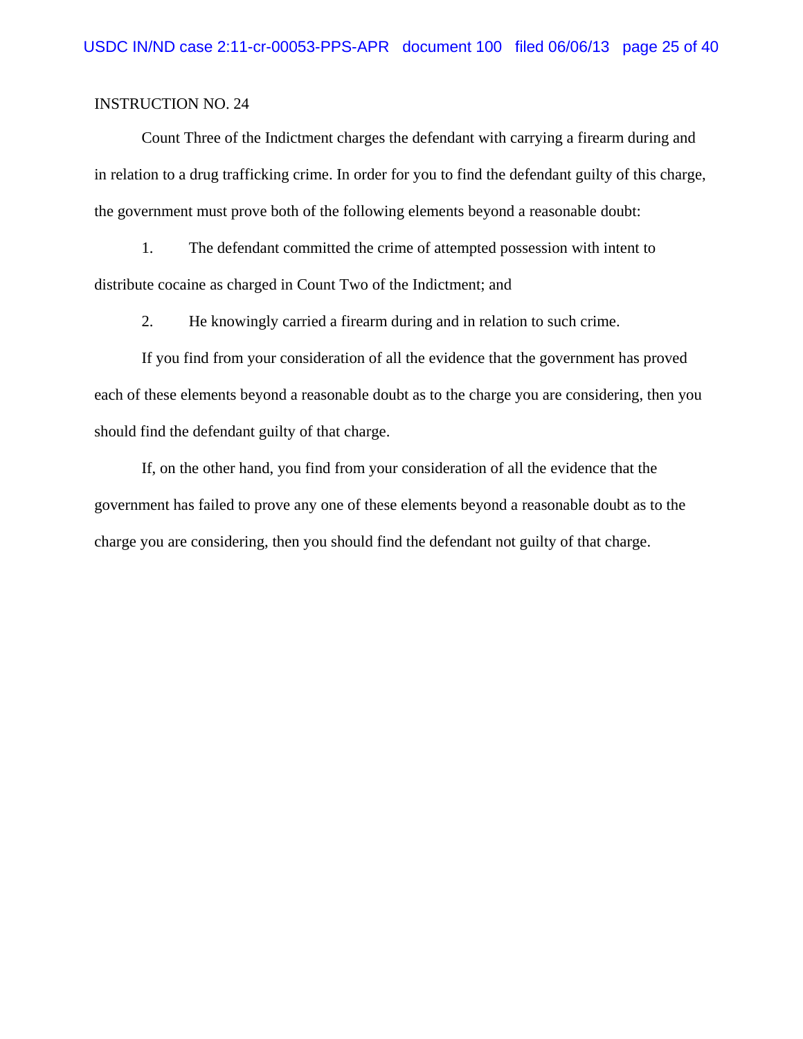INSTRUCTION NO. 24

Count Three of the Indictment charges the defendant with carrying a firearm during and in relation to a drug trafficking crime. In order for you to find the defendant guilty of this charge, the government must prove both of the following elements beyond a reasonable doubt:

1. The defendant committed the crime of attempted possession with intent to distribute cocaine as charged in Count Two of the Indictment; and

2. He knowingly carried a firearm during and in relation to such crime.

If you find from your consideration of all the evidence that the government has proved each of these elements beyond a reasonable doubt as to the charge you are considering, then you should find the defendant guilty of that charge.

If, on the other hand, you find from your consideration of all the evidence that the government has failed to prove any one of these elements beyond a reasonable doubt as to the charge you are considering, then you should find the defendant not guilty of that charge.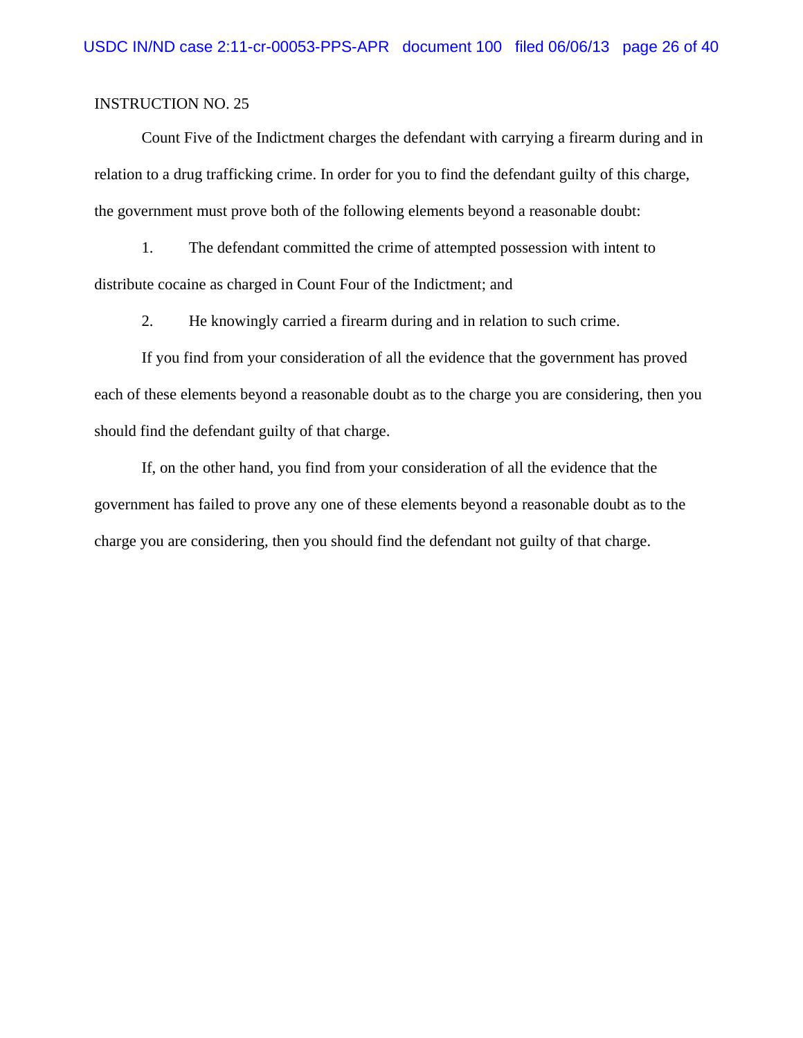INSTRUCTION NO. 25

Count Five of the Indictment charges the defendant with carrying a firearm during and in relation to a drug trafficking crime. In order for you to find the defendant guilty of this charge, the government must prove both of the following elements beyond a reasonable doubt:

1. The defendant committed the crime of attempted possession with intent to distribute cocaine as charged in Count Four of the Indictment; and

2. He knowingly carried a firearm during and in relation to such crime.

If you find from your consideration of all the evidence that the government has proved each of these elements beyond a reasonable doubt as to the charge you are considering, then you should find the defendant guilty of that charge.

If, on the other hand, you find from your consideration of all the evidence that the government has failed to prove any one of these elements beyond a reasonable doubt as to the charge you are considering, then you should find the defendant not guilty of that charge.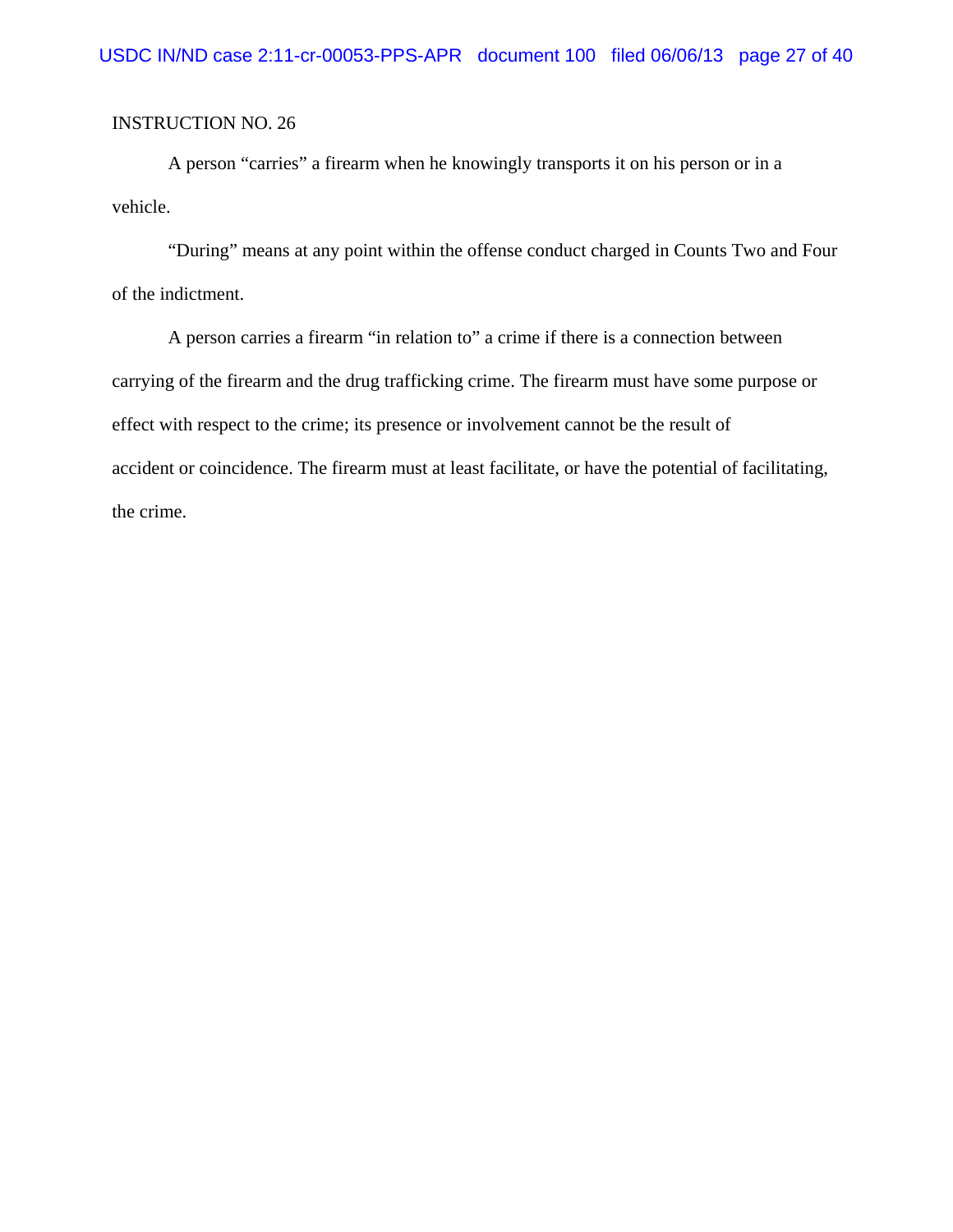INSTRUCTION NO. 26

A person "carries" a firearm when he knowingly transports it on his person or in a vehicle.

"During" means at any point within the offense conduct charged in Counts Two and Four of the indictment.

A person carries a firearm "in relation to" a crime if there is a connection between carrying of the firearm and the drug trafficking crime. The firearm must have some purpose or effect with respect to the crime; its presence or involvement cannot be the result of accident or coincidence. The firearm must at least facilitate, or have the potential of facilitating, the crime.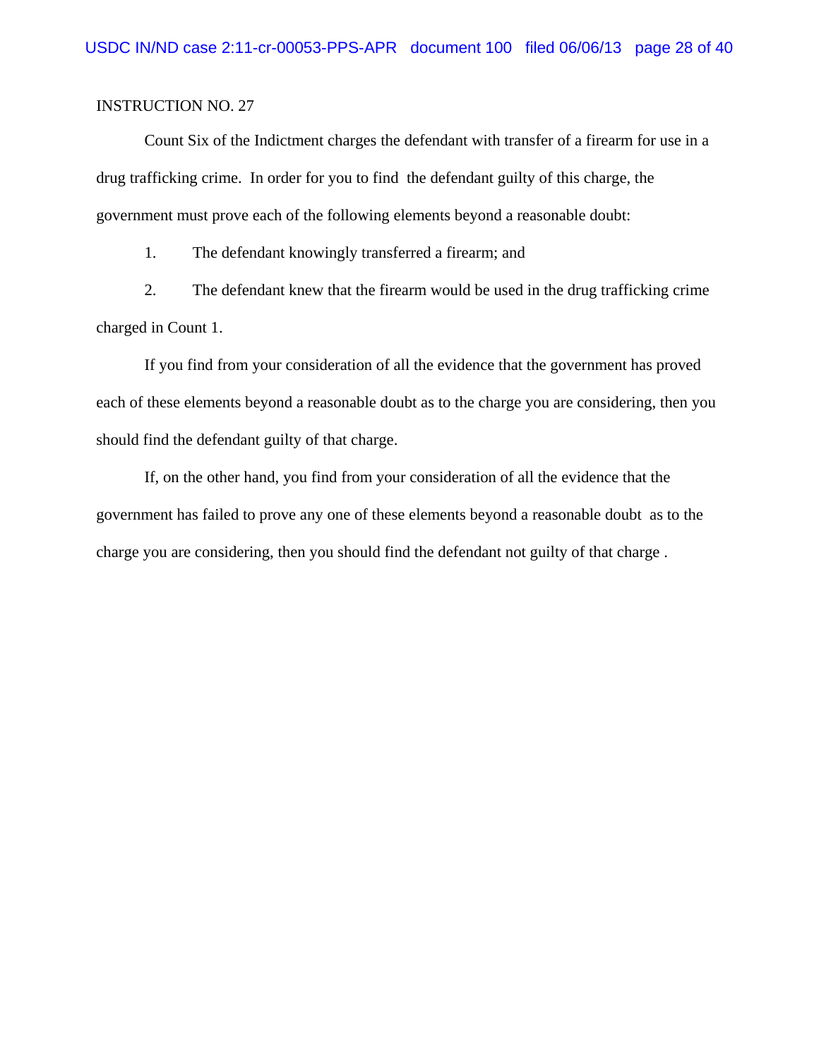INSTRUCTION NO. 27

Count Six of the Indictment charges the defendant with transfer of a firearm for use in a drug trafficking crime. In order for you to find the defendant guilty of this charge, the government must prove each of the following elements beyond a reasonable doubt:

1. The defendant knowingly transferred a firearm; and

2. The defendant knew that the firearm would be used in the drug trafficking crime charged in Count 1.

If you find from your consideration of all the evidence that the government has proved each of these elements beyond a reasonable doubt as to the charge you are considering, then you should find the defendant guilty of that charge.

If, on the other hand, you find from your consideration of all the evidence that the government has failed to prove any one of these elements beyond a reasonable doubt as to the charge you are considering, then you should find the defendant not guilty of that charge .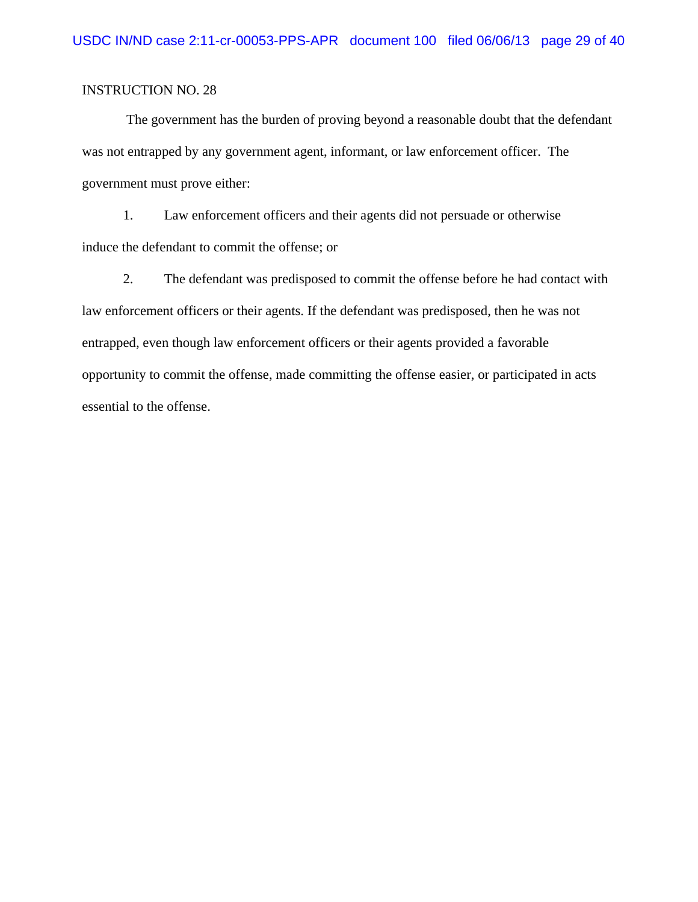INSTRUCTION NO. 28

The government has the burden of proving beyond a reasonable doubt that the defendant was not entrapped by any government agent, informant, or law enforcement officer. The government must prove either:

1. Law enforcement officers and their agents did not persuade or otherwise induce the defendant to commit the offense; or

2. The defendant was predisposed to commit the offense before he had contact with law enforcement officers or their agents. If the defendant was predisposed, then he was not entrapped, even though law enforcement officers or their agents provided a favorable opportunity to commit the offense, made committing the offense easier, or participated in acts essential to the offense.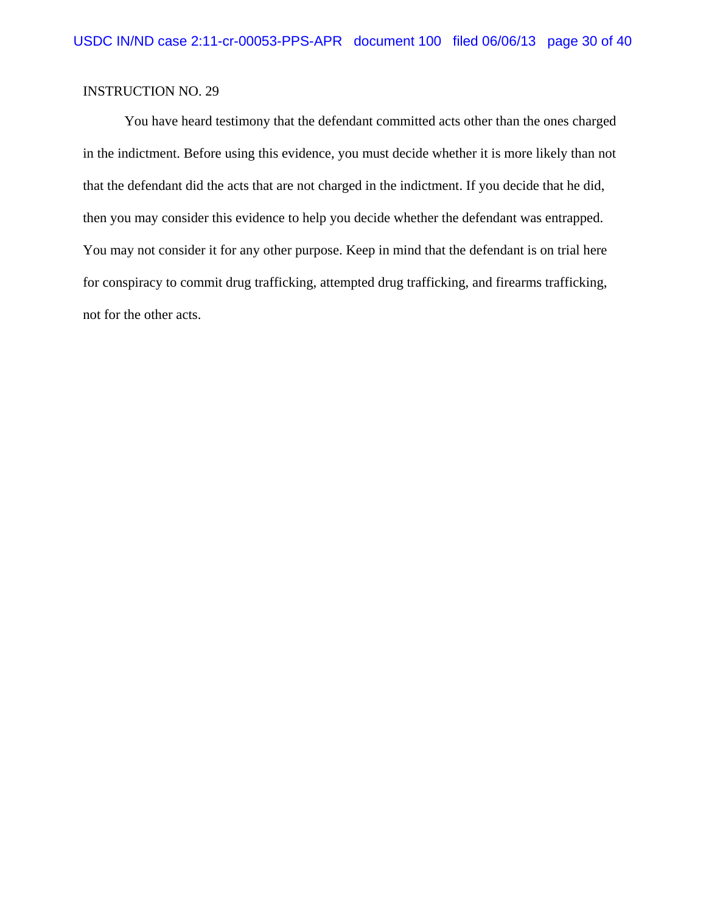INSTRUCTION NO. 29

You have heard testimony that the defendant committed acts other than the ones charged in the indictment. Before using this evidence, you must decide whether it is more likely than not that the defendant did the acts that are not charged in the indictment. If you decide that he did, then you may consider this evidence to help you decide whether the defendant was entrapped. You may not consider it for any other purpose. Keep in mind that the defendant is on trial here for conspiracy to commit drug trafficking, attempted drug trafficking, and firearms trafficking, not for the other acts.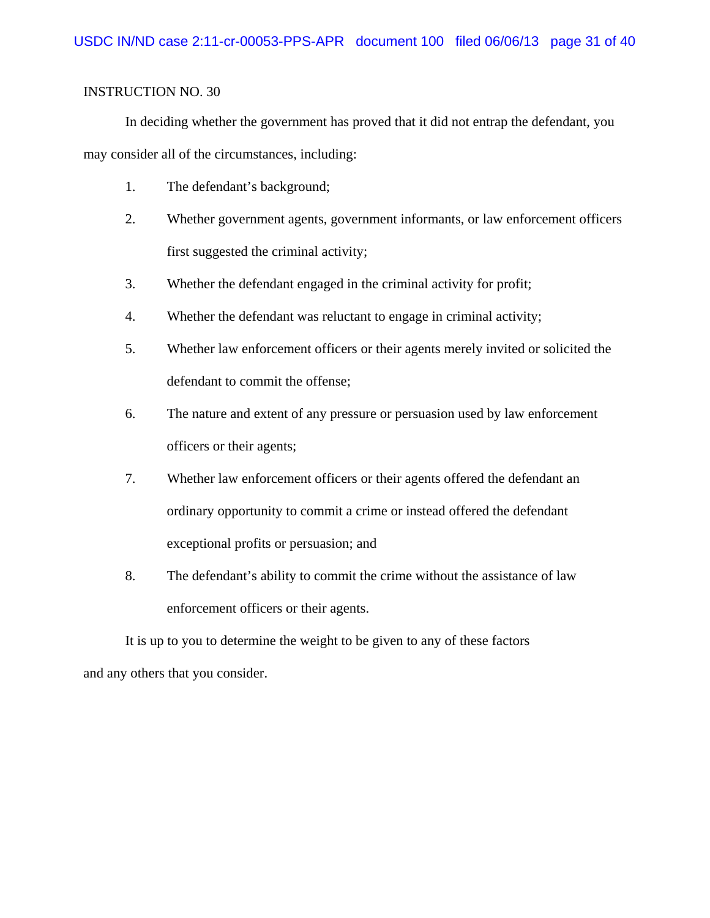INSTRUCTION NO. 30

In deciding whether the government has proved that it did not entrap the defendant, you may consider all of the circumstances, including:

1. The defendant's background;
2. Whether government agents, government informants, or law enforcement officers first suggested the criminal activity;
3. Whether the defendant engaged in the criminal activity for profit;
4. Whether the defendant was reluctant to engage in criminal activity;
5. Whether law enforcement officers or their agents merely invited or solicited the defendant to commit the offense;
6. The nature and extent of any pressure or persuasion used by law enforcement officers or their agents;
7. Whether law enforcement officers or their agents offered the defendant an ordinary opportunity to commit a crime or instead offered the defendant exceptional profits or persuasion; and
8. The defendant's ability to commit the crime without the assistance of law enforcement officers or their agents.

It is up to you to determine the weight to be given to any of these factors and any others that you consider.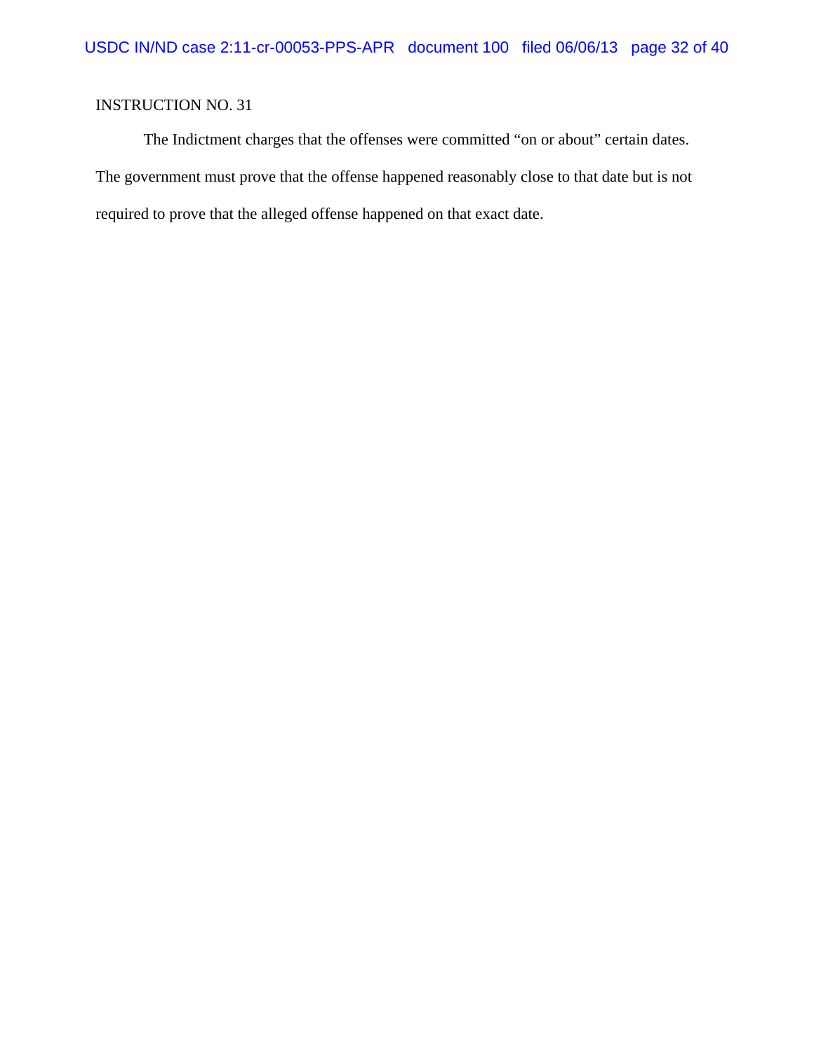INSTRUCTION NO. 31

The Indictment charges that the offenses were committed "on or about" certain dates. The government must prove that the offense happened reasonably close to that date but is not required to prove that the alleged offense happened on that exact date.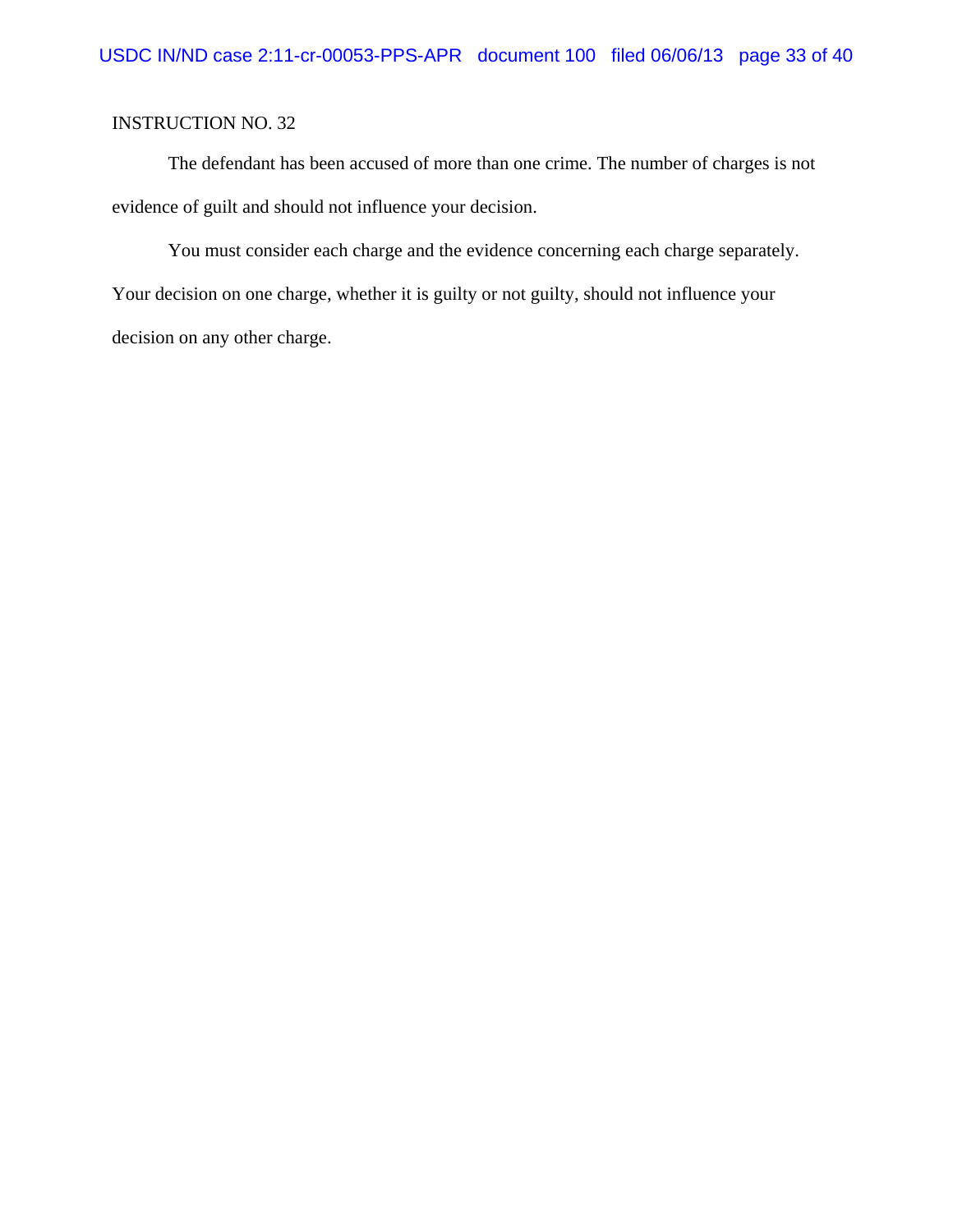INSTRUCTION NO. 32

The defendant has been accused of more than one crime. The number of charges is not evidence of guilt and should not influence your decision.

You must consider each charge and the evidence concerning each charge separately. Your decision on one charge, whether it is guilty or not guilty, should not influence your decision on any other charge.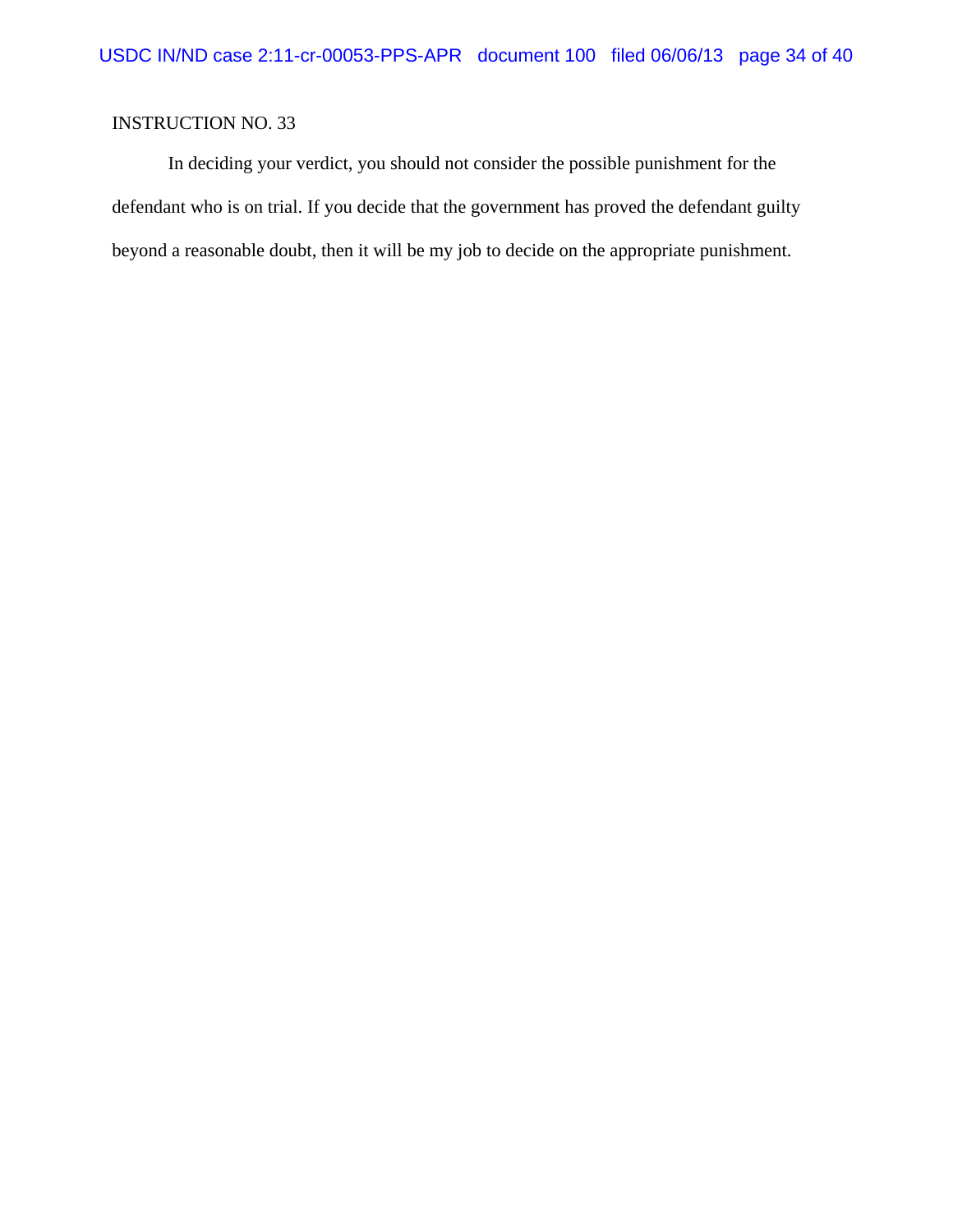INSTRUCTION NO. 33

In deciding your verdict, you should not consider the possible punishment for the defendant who is on trial. If you decide that the government has proved the defendant guilty beyond a reasonable doubt, then it will be my job to decide on the appropriate punishment.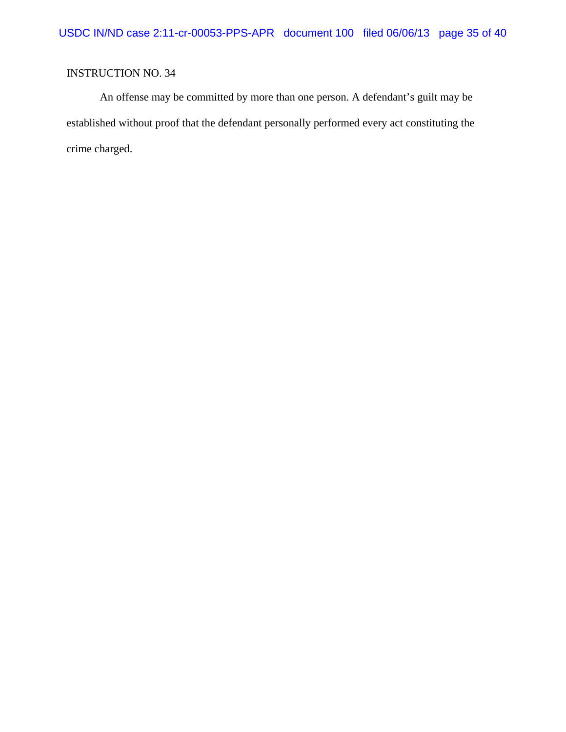INSTRUCTION NO. 34

An offense may be committed by more than one person. A defendant's guilt may be established without proof that the defendant personally performed every act constituting the crime charged.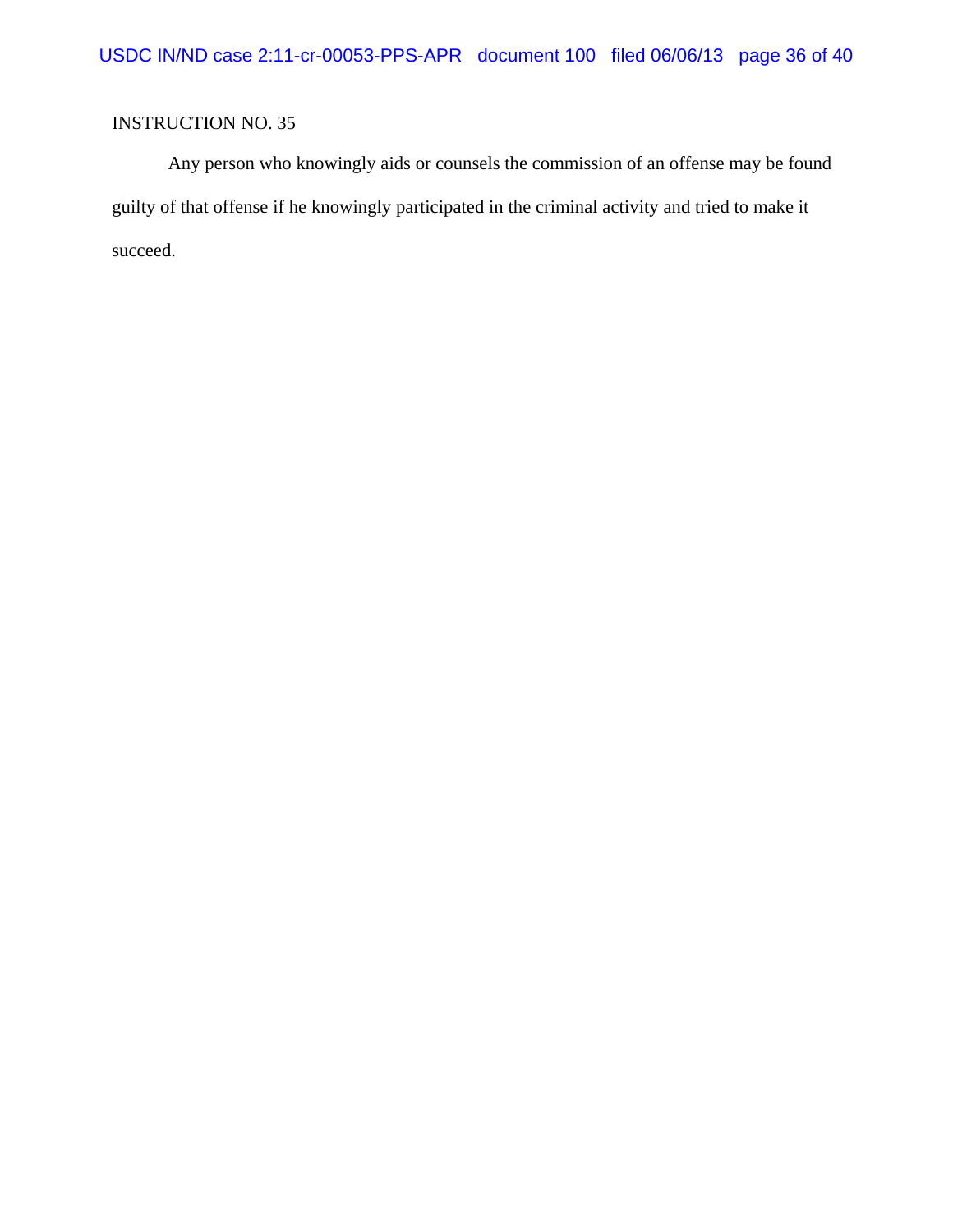INSTRUCTION NO. 35

Any person who knowingly aids or counsels the commission of an offense may be found guilty of that offense if he knowingly participated in the criminal activity and tried to make it succeed.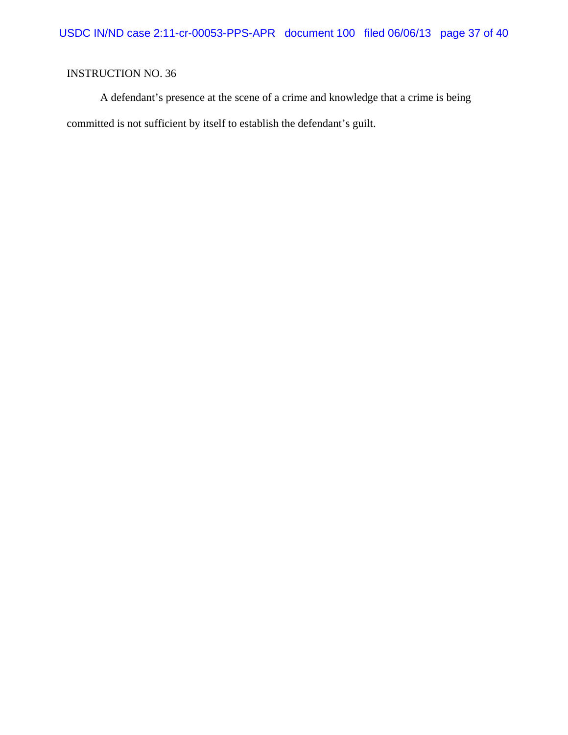INSTRUCTION NO. 36

A defendant's presence at the scene of a crime and knowledge that a crime is being committed is not sufficient by itself to establish the defendant's guilt.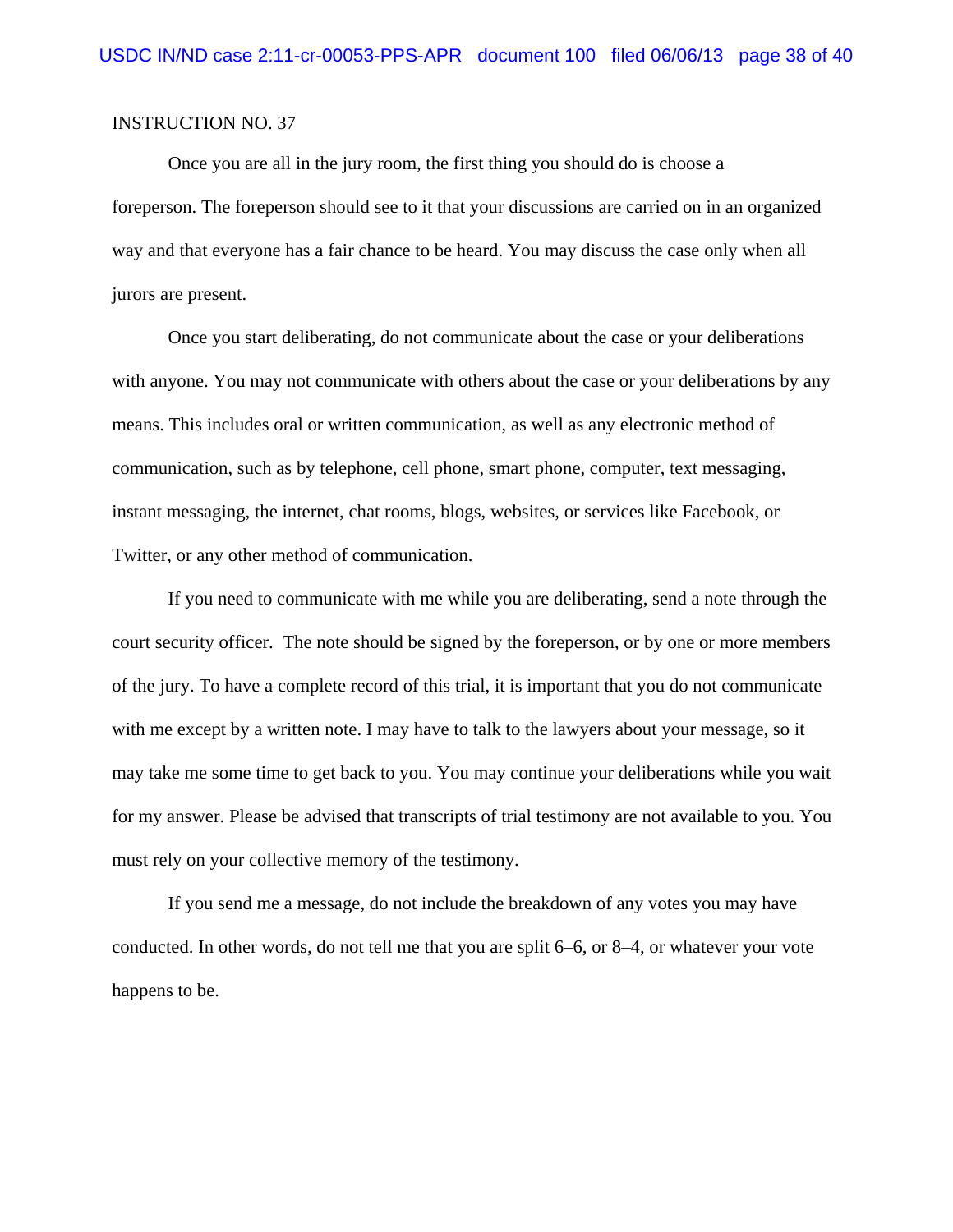INSTRUCTION NO. 37

Once you are all in the jury room, the first thing you should do is choose a foreperson. The foreperson should see to it that your discussions are carried on in an organized way and that everyone has a fair chance to be heard. You may discuss the case only when all jurors are present.

Once you start deliberating, do not communicate about the case or your deliberations with anyone. You may not communicate with others about the case or your deliberations by any means. This includes oral or written communication, as well as any electronic method of communication, such as by telephone, cell phone, smart phone, computer, text messaging, instant messaging, the internet, chat rooms, blogs, websites, or services like Facebook, or Twitter, or any other method of communication.

If you need to communicate with me while you are deliberating, send a note through the court security officer. The note should be signed by the foreperson, or by one or more members of the jury. To have a complete record of this trial, it is important that you do not communicate with me except by a written note. I may have to talk to the lawyers about your message, so it may take me some time to get back to you. You may continue your deliberations while you wait for my answer. Please be advised that transcripts of trial testimony are not available to you. You must rely on your collective memory of the testimony.

If you send me a message, do not include the breakdown of any votes you may have conducted. In other words, do not tell me that you are split 6–6, or 8–4, or whatever your vote happens to be.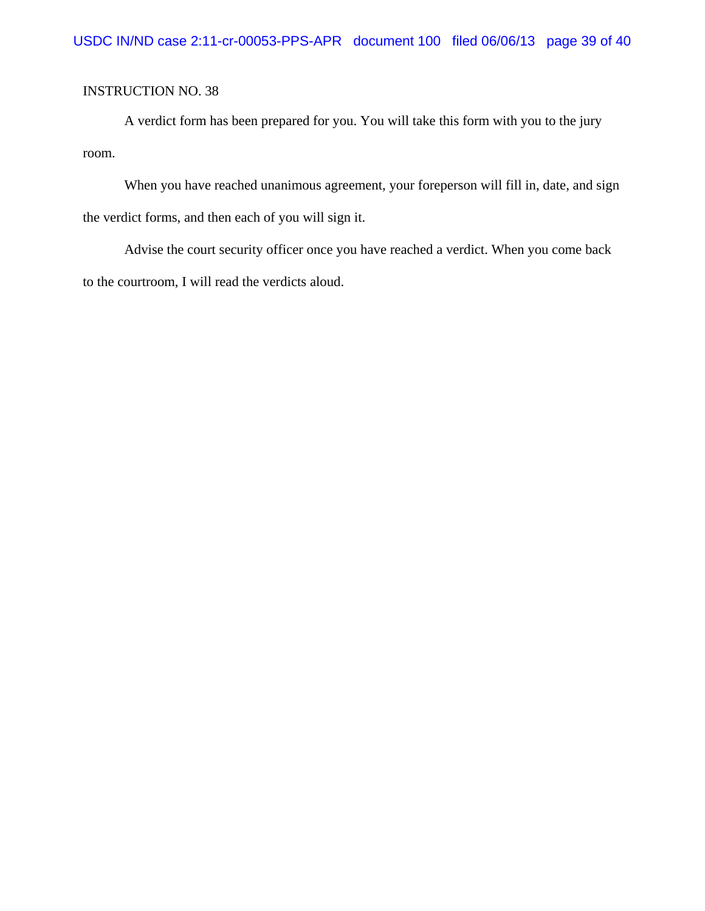INSTRUCTION NO. 38

A verdict form has been prepared for you. You will take this form with you to the jury room.

When you have reached unanimous agreement, your foreperson will fill in, date, and sign the verdict forms, and then each of you will sign it.

Advise the court security officer once you have reached a verdict. When you come back to the courtroom, I will read the verdicts aloud.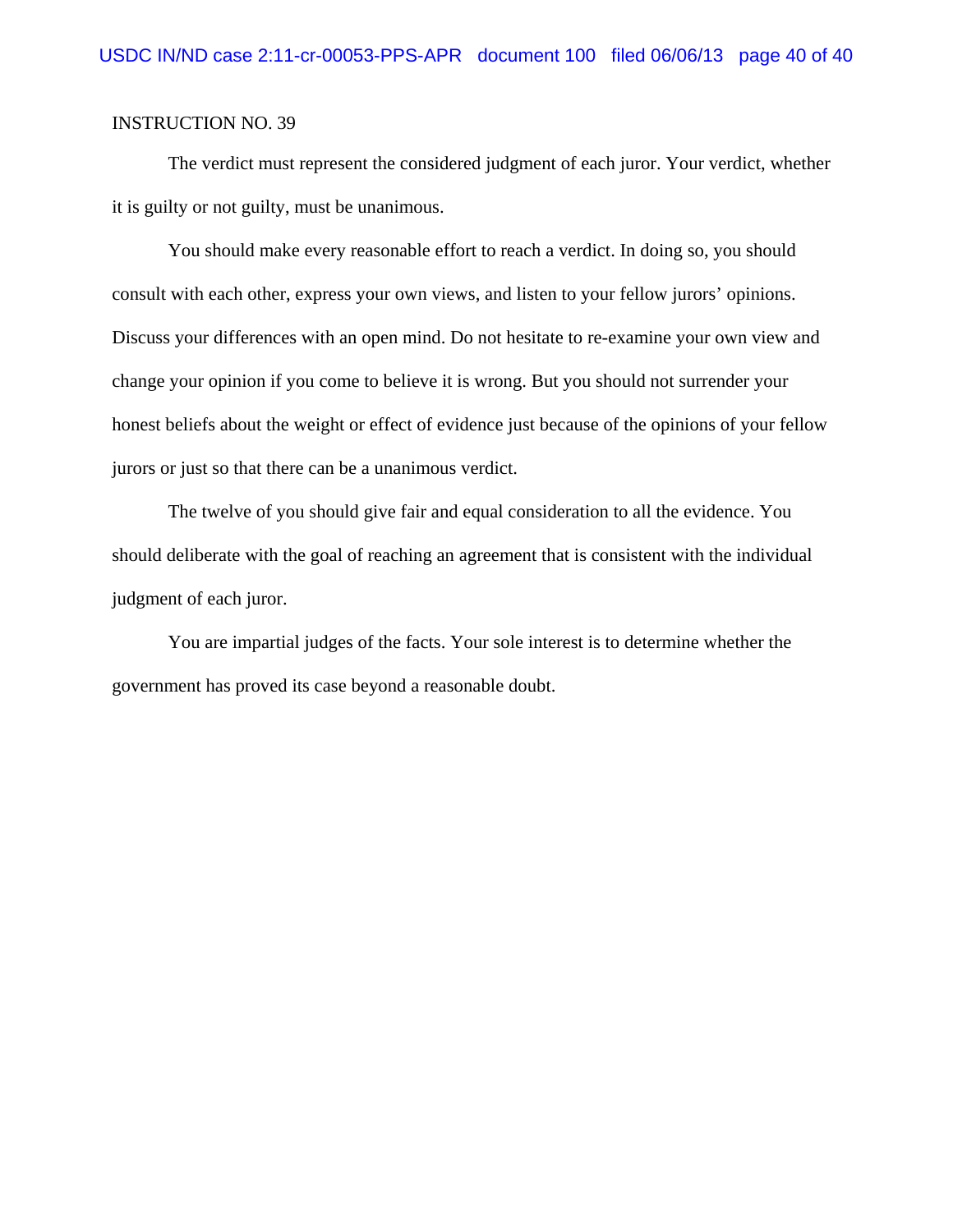INSTRUCTION NO. 39

The verdict must represent the considered judgment of each juror. Your verdict, whether it is guilty or not guilty, must be unanimous.

You should make every reasonable effort to reach a verdict. In doing so, you should consult with each other, express your own views, and listen to your fellow jurors' opinions. Discuss your differences with an open mind. Do not hesitate to re-examine your own view and change your opinion if you come to believe it is wrong. But you should not surrender your honest beliefs about the weight or effect of evidence just because of the opinions of your fellow jurors or just so that there can be a unanimous verdict.

The twelve of you should give fair and equal consideration to all the evidence. You should deliberate with the goal of reaching an agreement that is consistent with the individual judgment of each juror.

You are impartial judges of the facts. Your sole interest is to determine whether the government has proved its case beyond a reasonable doubt.